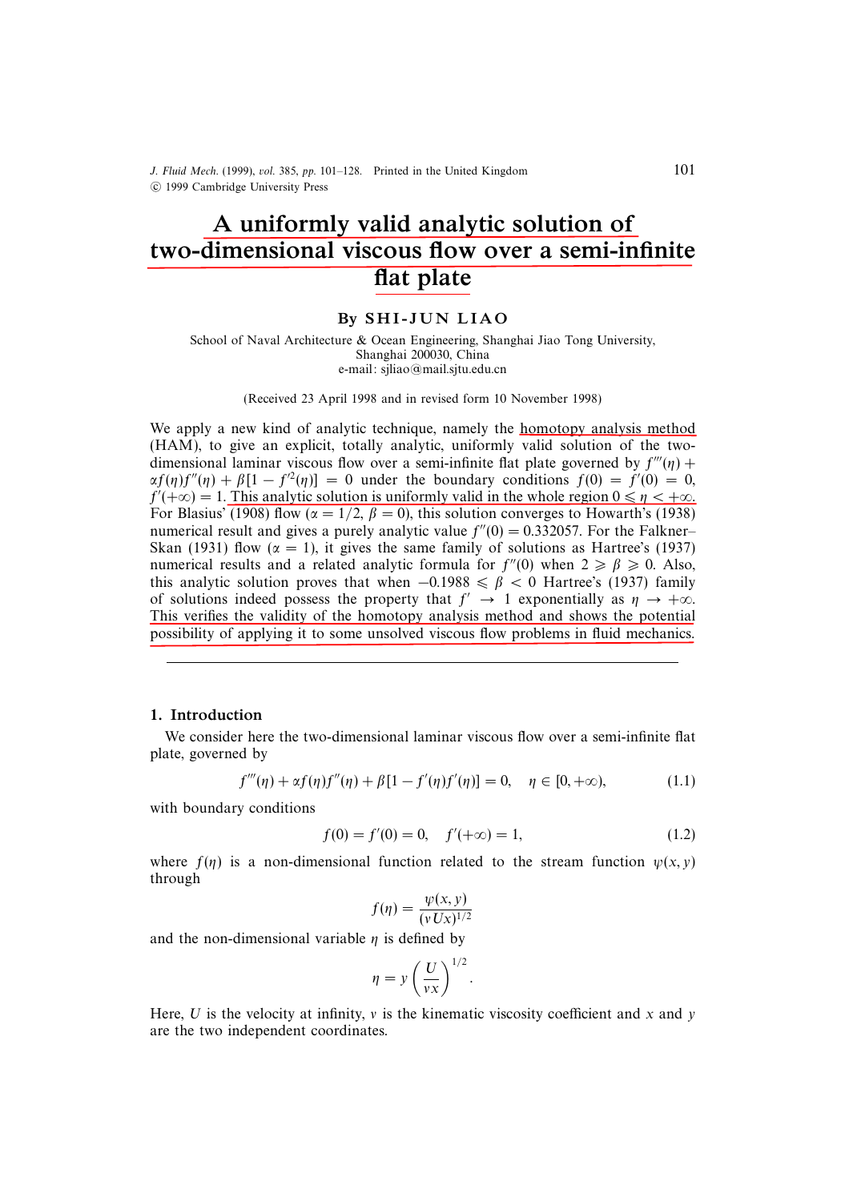# A uniformly valid analytic solution of two-dimensional viscous flow over a semi-infinite flat plate

By SHI-JUN LIAO

School of Naval Architecture & Ocean Engineering, Shanghai Jiao Tong University, Shanghai 200030, China
e-mail: sjliao@mail.sjtu.edu.cn

(Received 23 April 1998 and in revised form 10 November 1998)

We apply a new kind of analytic technique, namely the homotopy analysis method (HAM), to give an explicit, totally analytic, uniformly valid solution of the two-dimensional laminar viscous flow over a semi-infinite flat plate governed by $f'''(\eta) + \alpha f(\eta) f''(\eta) + \beta[1 - f'^2(\eta)] = 0$ under the boundary conditions $f(0) = f'(0) = 0$, $f'(+\infty) = 1$. This analytic solution is uniformly valid in the whole region $0 \leqslant \eta < +\infty$. For Blasius' (1908) flow ($\alpha = 1/2$, $\beta = 0$), this solution converges to Howarth's (1938) numerical result and gives a purely analytic value $f''(0) = 0.332057$. For the Falkner–Skan (1931) flow ($\alpha = 1$), it gives the same family of solutions as Hartree's (1937) numerical results and a related analytic formula for $f''(0)$ when $2 \geqslant \beta \geqslant 0$. Also, this analytic solution proves that when $-0.1988 \leqslant \beta < 0$ Hartree's (1937) family of solutions indeed possess the property that $f' \to 1$ exponentially as $\eta \to +\infty$. This verifies the validity of the homotopy analysis method and shows the potential possibility of applying it to some unsolved viscous flow problems in fluid mechanics.

## 1. Introduction

We consider here the two-dimensional laminar viscous flow over a semi-infinite flat plate, governed by

$$f'''(\eta) + \alpha f(\eta) f''(\eta) + \beta[1 - f'(\eta) f'(\eta)] = 0, \quad \eta \in [0, +\infty), \tag{1.1}$$

with boundary conditions

$$f(0) = f'(0) = 0, \quad f'(+\infty) = 1, \tag{1.2}$$

where $f(\eta)$ is a non-dimensional function related to the stream function $\psi(x, y)$ through

$$f(\eta) = \frac{\psi(x, y)}{(\nu U x)^{1/2}}$$

and the non-dimensional variable $\eta$ is defined by

$$\eta = y \left( \frac{U}{\nu x} \right)^{1/2}.$$

Here, $U$ is the velocity at infinity, $\nu$ is the kinematic viscosity coefficient and $x$ and $y$ are the two independent coordinates.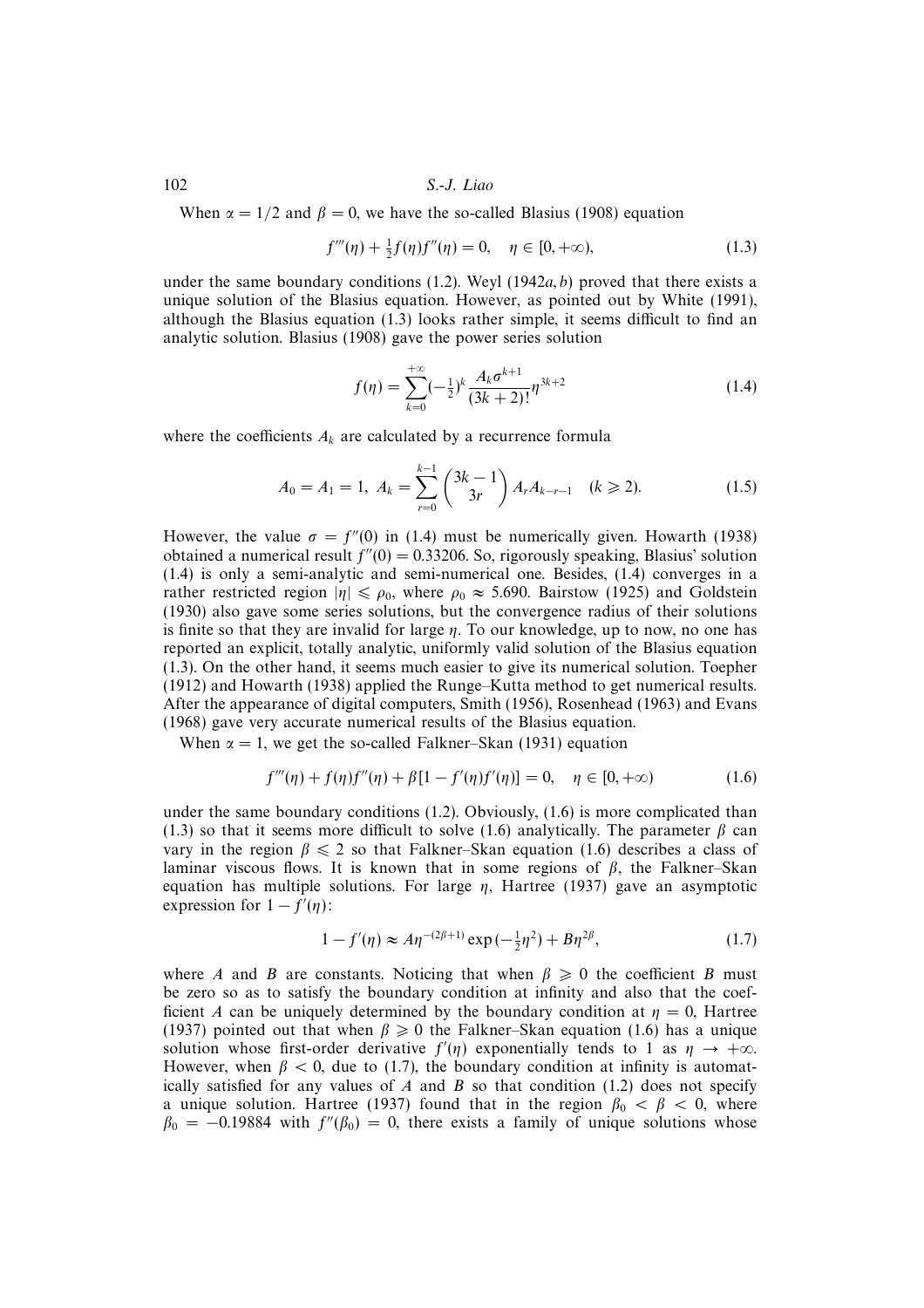When $\alpha = 1/2$ and $\beta = 0$, we have the so-called Blasius (1908) equation

$$f'''(\eta) + \tfrac{1}{2} f(\eta) f''(\eta) = 0, \quad \eta \in [0, +\infty), \tag{1.3}$$

under the same boundary conditions (1.2). Weyl (1942*a*, *b*) proved that there exists a unique solution of the Blasius equation. However, as pointed out by White (1991), although the Blasius equation (1.3) looks rather simple, it seems difficult to find an analytic solution. Blasius (1908) gave the power series solution

$$f(\eta) = \sum_{k=0}^{+\infty} (-\tfrac{1}{2})^k \frac{A_k \sigma^{k+1}}{(3k+2)!} \eta^{3k+2} \tag{1.4}$$

where the coefficients $A_k$ are calculated by a recurrence formula

$$A_0 = A_1 = 1, \; A_k = \sum_{r=0}^{k-1} \binom{3k-1}{3r} A_r A_{k-r-1} \quad (k \geqslant 2). \tag{1.5}$$

However, the value $\sigma = f''(0)$ in (1.4) must be numerically given. Howarth (1938) obtained a numerical result $f''(0) = 0.33206$. So, rigorously speaking, Blasius' solution (1.4) is only a semi-analytic and semi-numerical one. Besides, (1.4) converges in a rather restricted region $|\eta| \leqslant \rho_0$, where $\rho_0 \approx 5.690$. Bairstow (1925) and Goldstein (1930) also gave some series solutions, but the convergence radius of their solutions is finite so that they are invalid for large $\eta$. To our knowledge, up to now, no one has reported an explicit, totally analytic, uniformly valid solution of the Blasius equation (1.3). On the other hand, it seems much easier to give its numerical solution. Toepher (1912) and Howarth (1938) applied the Runge–Kutta method to get numerical results. After the appearance of digital computers, Smith (1956), Rosenhead (1963) and Evans (1968) gave very accurate numerical results of the Blasius equation.

When $\alpha = 1$, we get the so-called Falkner–Skan (1931) equation

$$f'''(\eta) + f(\eta) f''(\eta) + \beta[1 - f'(\eta) f'(\eta)] = 0, \quad \eta \in [0, +\infty) \tag{1.6}$$

under the same boundary conditions (1.2). Obviously, (1.6) is more complicated than (1.3) so that it seems more difficult to solve (1.6) analytically. The parameter $\beta$ can vary in the region $\beta \leqslant 2$ so that Falkner–Skan equation (1.6) describes a class of laminar viscous flows. It is known that in some regions of $\beta$, the Falkner–Skan equation has multiple solutions. For large $\eta$, Hartree (1937) gave an asymptotic expression for $1 - f'(\eta)$:

$$1 - f'(\eta) \approx A \eta^{-(2\beta+1)} \exp(-\tfrac{1}{2}\eta^2) + B \eta^{2\beta}, \tag{1.7}$$

where $A$ and $B$ are constants. Noticing that when $\beta \geqslant 0$ the coefficient $B$ must be zero so as to satisfy the boundary condition at infinity and also that the coefficient $A$ can be uniquely determined by the boundary condition at $\eta = 0$, Hartree (1937) pointed out that when $\beta \geqslant 0$ the Falkner–Skan equation (1.6) has a unique solution whose first-order derivative $f'(\eta)$ exponentially tends to 1 as $\eta \to +\infty$. However, when $\beta < 0$, due to (1.7), the boundary condition at infinity is automatically satisfied for any values of $A$ and $B$ so that condition (1.2) does not specify a unique solution. Hartree (1937) found that in the region $\beta_0 < \beta < 0$, where $\beta_0 = -0.19884$ with $f''(\beta_0) = 0$, there exists a family of unique solutions whose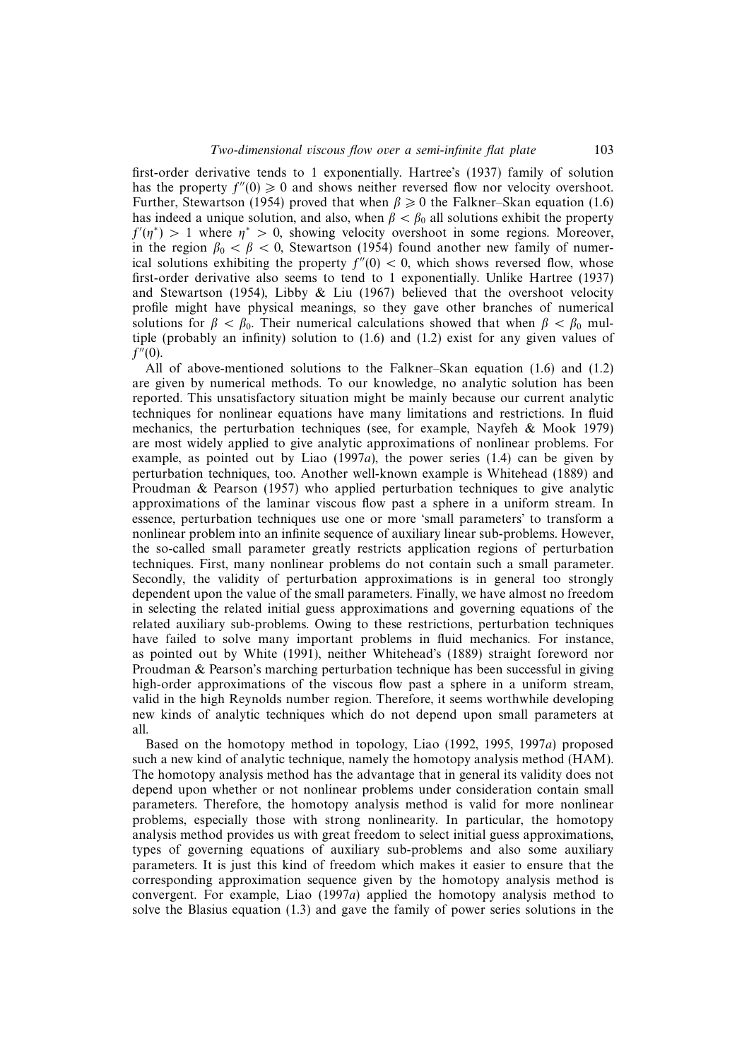first-order derivative tends to 1 exponentially. Hartree's (1937) family of solution has the property $f''(0) \geqslant 0$ and shows neither reversed flow nor velocity overshoot. Further, Stewartson (1954) proved that when $\beta \geqslant 0$ the Falkner–Skan equation (1.6) has indeed a unique solution, and also, when $\beta < \beta_0$ all solutions exhibit the property $f'(\eta^*) > 1$ where $\eta^* > 0$, showing velocity overshoot in some regions. Moreover, in the region $\beta_0 < \beta < 0$, Stewartson (1954) found another new family of numerical solutions exhibiting the property $f''(0) < 0$, which shows reversed flow, whose first-order derivative also seems to tend to 1 exponentially. Unlike Hartree (1937) and Stewartson (1954), Libby & Liu (1967) believed that the overshoot velocity profile might have physical meanings, so they gave other branches of numerical solutions for $\beta < \beta_0$. Their numerical calculations showed that when $\beta < \beta_0$ multiple (probably an infinity) solution to (1.6) and (1.2) exist for any given values of $f''(0)$.

All of above-mentioned solutions to the Falkner–Skan equation (1.6) and (1.2) are given by numerical methods. To our knowledge, no analytic solution has been reported. This unsatisfactory situation might be mainly because our current analytic techniques for nonlinear equations have many limitations and restrictions. In fluid mechanics, the perturbation techniques (see, for example, Nayfeh & Mook 1979) are most widely applied to give analytic approximations of nonlinear problems. For example, as pointed out by Liao (1997*a*), the power series (1.4) can be given by perturbation techniques, too. Another well-known example is Whitehead (1889) and Proudman & Pearson (1957) who applied perturbation techniques to give analytic approximations of the laminar viscous flow past a sphere in a uniform stream. In essence, perturbation techniques use one or more 'small parameters' to transform a nonlinear problem into an infinite sequence of auxiliary linear sub-problems. However, the so-called small parameter greatly restricts application regions of perturbation techniques. First, many nonlinear problems do not contain such a small parameter. Secondly, the validity of perturbation approximations is in general too strongly dependent upon the value of the small parameters. Finally, we have almost no freedom in selecting the related initial guess approximations and governing equations of the related auxiliary sub-problems. Owing to these restrictions, perturbation techniques have failed to solve many important problems in fluid mechanics. For instance, as pointed out by White (1991), neither Whitehead's (1889) straight foreword nor Proudman & Pearson's marching perturbation technique has been successful in giving high-order approximations of the viscous flow past a sphere in a uniform stream, valid in the high Reynolds number region. Therefore, it seems worthwhile developing new kinds of analytic techniques which do not depend upon small parameters at all.

Based on the homotopy method in topology, Liao (1992, 1995, 1997*a*) proposed such a new kind of analytic technique, namely the homotopy analysis method (HAM). The homotopy analysis method has the advantage that in general its validity does not depend upon whether or not nonlinear problems under consideration contain small parameters. Therefore, the homotopy analysis method is valid for more nonlinear problems, especially those with strong nonlinearity. In particular, the homotopy analysis method provides us with great freedom to select initial guess approximations, types of governing equations of auxiliary sub-problems and also some auxiliary parameters. It is just this kind of freedom which makes it easier to ensure that the corresponding approximation sequence given by the homotopy analysis method is convergent. For example, Liao (1997*a*) applied the homotopy analysis method to solve the Blasius equation (1.3) and gave the family of power series solutions in the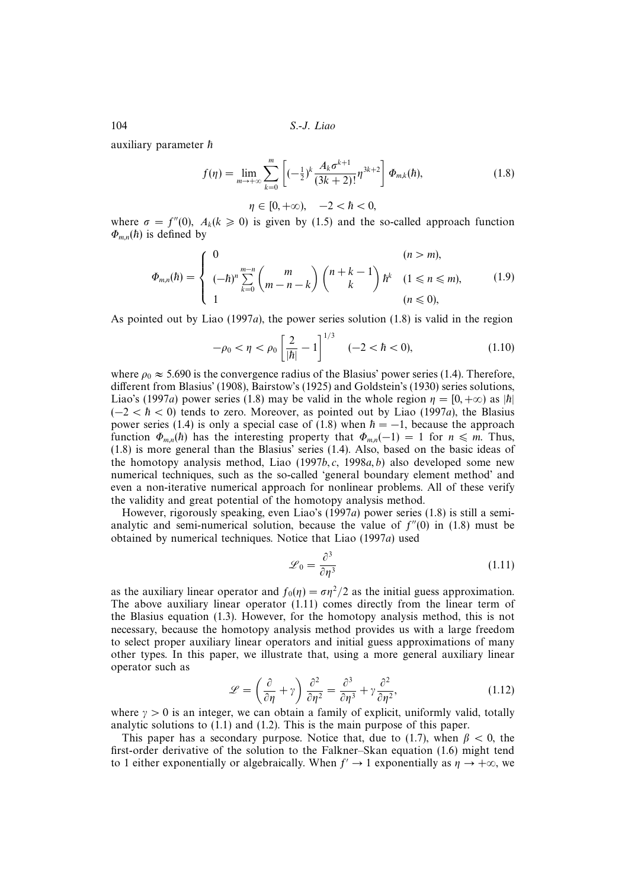auxiliary parameter $\hbar$

$$f(\eta) = \lim_{m \to +\infty} \sum_{k=0}^{m} \left[ (-\tfrac{1}{2})^k \frac{A_k \sigma^{k+1}}{(3k+2)!} \eta^{3k+2} \right] \Phi_{m,k}(\hbar), \tag{1.8}$$

$$\eta \in [0, +\infty), \quad -2 < \hbar < 0,$$

where $\sigma = f''(0)$, $A_k (k \geqslant 0)$ is given by (1.5) and the so-called approach function $\Phi_{m,n}(\hbar)$ is defined by

$$\Phi_{m,n}(\hbar) = \begin{cases} 0 & (n > m), \\ (-\hbar)^n \sum_{k=0}^{m-n} \binom{m}{m-n-k} \binom{n+k-1}{k} \hbar^k & (1 \leqslant n \leqslant m), \\ 1 & (n \leqslant 0), \end{cases} \tag{1.9}$$

As pointed out by Liao (1997*a*), the power series solution (1.8) is valid in the region

$$-\rho_0 < \eta < \rho_0 \left[ \frac{2}{|\hbar|} - 1 \right]^{1/3} \quad (-2 < \hbar < 0), \tag{1.10}$$

where $\rho_0 \approx 5.690$ is the convergence radius of the Blasius' power series (1.4). Therefore, different from Blasius' (1908), Bairstow's (1925) and Goldstein's (1930) series solutions, Liao's (1997*a*) power series (1.8) may be valid in the whole region $\eta = [0, +\infty)$ as $|\hbar|$ $(-2 < \hbar < 0)$ tends to zero. Moreover, as pointed out by Liao (1997*a*), the Blasius power series (1.4) is only a special case of (1.8) when $\hbar = -1$, because the approach function $\Phi_{m,n}(\hbar)$ has the interesting property that $\Phi_{m,n}(-1) = 1$ for $n \leqslant m$. Thus, (1.8) is more general than the Blasius' series (1.4). Also, based on the basic ideas of the homotopy analysis method, Liao (1997*b*, *c*, 1998*a*, *b*) also developed some new numerical techniques, such as the so-called 'general boundary element method' and even a non-iterative numerical approach for nonlinear problems. All of these verify the validity and great potential of the homotopy analysis method.

However, rigorously speaking, even Liao's (1997*a*) power series (1.8) is still a semi-analytic and semi-numerical solution, because the value of $f''(0)$ in (1.8) must be obtained by numerical techniques. Notice that Liao (1997*a*) used

$$\mathscr{L}_0 = \frac{\partial^3}{\partial \eta^3} \tag{1.11}$$

as the auxiliary linear operator and $f_0(\eta) = \sigma \eta^2/2$ as the initial guess approximation. The above auxiliary linear operator (1.11) comes directly from the linear term of the Blasius equation (1.3). However, for the homotopy analysis method, this is not necessary, because the homotopy analysis method provides us with a large freedom to select proper auxiliary linear operators and initial guess approximations of many other types. In this paper, we illustrate that, using a more general auxiliary linear operator such as

$$\mathscr{L} = \left( \frac{\partial}{\partial \eta} + \gamma \right) \frac{\partial^2}{\partial \eta^2} = \frac{\partial^3}{\partial \eta^3} + \gamma \frac{\partial^2}{\partial \eta^2}, \tag{1.12}$$

where $\gamma > 0$ is an integer, we can obtain a family of explicit, uniformly valid, totally analytic solutions to (1.1) and (1.2). This is the main purpose of this paper.

This paper has a secondary purpose. Notice that, due to (1.7), when $\beta < 0$, the first-order derivative of the solution to the Falkner–Skan equation (1.6) might tend to 1 either exponentially or algebraically. When $f' \to 1$ exponentially as $\eta \to +\infty$, we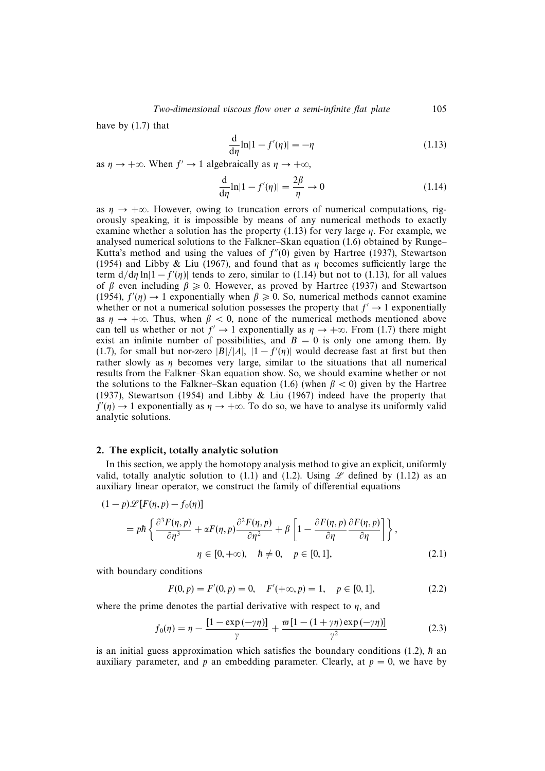have by (1.7) that

$$\frac{\mathrm{d}}{\mathrm{d}\eta}\ln|1-f'(\eta)| = -\eta \tag{1.13}$$

as $\eta \to +\infty$. When $f' \to 1$ algebraically as $\eta \to +\infty$,

$$\frac{\mathrm{d}}{\mathrm{d}\eta}\ln|1-f'(\eta)| = \frac{2\beta}{\eta} \to 0 \tag{1.14}$$

as $\eta \to +\infty$. However, owing to truncation errors of numerical computations, rigorously speaking, it is impossible by means of any numerical methods to exactly examine whether a solution has the property (1.13) for very large $\eta$. For example, we analysed numerical solutions to the Falkner–Skan equation (1.6) obtained by Runge–Kutta's method and using the values of $f''(0)$ given by Hartree (1937), Stewartson (1954) and Libby & Liu (1967), and found that as $\eta$ becomes sufficiently large the term $\mathrm{d}/\mathrm{d}\eta \ln|1-f'(\eta)|$ tends to zero, similar to (1.14) but not to (1.13), for all values of $\beta$ even including $\beta \geqslant 0$. However, as proved by Hartree (1937) and Stewartson (1954), $f'(\eta) \to 1$ exponentially when $\beta \geqslant 0$. So, numerical methods cannot examine whether or not a numerical solution possesses the property that $f' \to 1$ exponentially as $\eta \to +\infty$. Thus, when $\beta < 0$, none of the numerical methods mentioned above can tell us whether or not $f' \to 1$ exponentially as $\eta \to +\infty$. From (1.7) there might exist an infinite number of possibilities, and $B = 0$ is only one among them. By (1.7), for small but nor-zero $|B|/|A|$, $|1 - f'(\eta)|$ would decrease fast at first but then rather slowly as $\eta$ becomes very large, similar to the situations that all numerical results from the Falkner–Skan equation show. So, we should examine whether or not the solutions to the Falkner–Skan equation (1.6) (when $\beta < 0$) given by the Hartree (1937), Stewartson (1954) and Libby & Liu (1967) indeed have the property that $f'(\eta) \to 1$ exponentially as $\eta \to +\infty$. To do so, we have to analyse its uniformly valid analytic solutions.

## 2. The explicit, totally analytic solution

In this section, we apply the homotopy analysis method to give an explicit, uniformly valid, totally analytic solution to (1.1) and (1.2). Using $\mathscr{L}$ defined by (1.12) as an auxiliary linear operator, we construct the family of differential equations

$$\begin{aligned}
&(1-p)\mathscr{L}[F(\eta,p) - f_0(\eta)] \\
&\quad = p\hbar\left\{\frac{\partial^3 F(\eta,p)}{\partial\eta^3} + \alpha F(\eta,p)\frac{\partial^2 F(\eta,p)}{\partial\eta^2} + \beta\left[1 - \frac{\partial F(\eta,p)}{\partial\eta}\frac{\partial F(\eta,p)}{\partial\eta}\right]\right\}, \\
&\qquad\qquad \eta \in [0,+\infty), \quad \hbar \neq 0, \quad p \in [0,1],
\end{aligned} \tag{2.1}$$

with boundary conditions

$$F(0,p) = F'(0,p) = 0, \quad F'(+\infty,p) = 1, \quad p \in [0,1], \tag{2.2}$$

where the prime denotes the partial derivative with respect to $\eta$, and

$$f_0(\eta) = \eta - \frac{[1-\exp(-\gamma\eta)]}{\gamma} + \frac{\varpi[1-(1+\gamma\eta)\exp(-\gamma\eta)]}{\gamma^2} \tag{2.3}$$

is an initial guess approximation which satisfies the boundary conditions (1.2), $\hbar$ an auxiliary parameter, and $p$ an embedding parameter. Clearly, at $p = 0$, we have by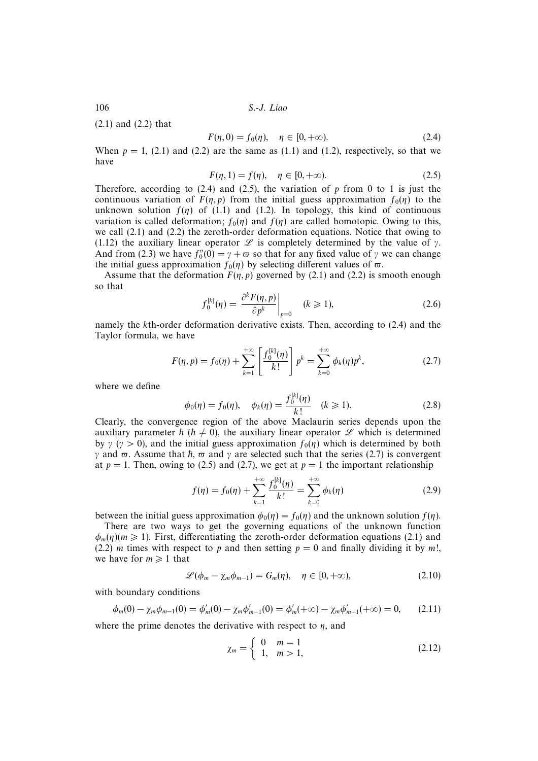(2.1) and (2.2) that

$$F(\eta, 0) = f_0(\eta), \quad \eta \in [0, +\infty). \tag{2.4}$$

When $p = 1$, (2.1) and (2.2) are the same as (1.1) and (1.2), respectively, so that we have

$$F(\eta, 1) = f(\eta), \quad \eta \in [0, +\infty). \tag{2.5}$$

Therefore, according to (2.4) and (2.5), the variation of $p$ from 0 to 1 is just the continuous variation of $F(\eta, p)$ from the initial guess approximation $f_0(\eta)$ to the unknown solution $f(\eta)$ of (1.1) and (1.2). In topology, this kind of continuous variation is called deformation; $f_0(\eta)$ and $f(\eta)$ are called homotopic. Owing to this, we call (2.1) and (2.2) the zeroth-order deformation equations. Notice that owing to (1.12) the auxiliary linear operator $\mathscr{L}$ is completely determined by the value of $\gamma$. And from (2.3) we have $f_0''(0) = \gamma + \varpi$ so that for any fixed value of $\gamma$ we can change the initial guess approximation $f_0(\eta)$ by selecting different values of $\varpi$.

Assume that the deformation $F(\eta, p)$ governed by (2.1) and (2.2) is smooth enough so that

$$f_0^{[k]}(\eta) = \left. \frac{\partial^k F(\eta, p)}{\partial p^k} \right|_{p=0} \quad (k \geqslant 1), \tag{2.6}$$

namely the $k$th-order deformation derivative exists. Then, according to (2.4) and the Taylor formula, we have

$$F(\eta, p) = f_0(\eta) + \sum_{k=1}^{+\infty} \left[ \frac{f_0^{[k]}(\eta)}{k!} \right] p^k = \sum_{k=0}^{+\infty} \phi_k(\eta) p^k, \tag{2.7}$$

where we define

$$\phi_0(\eta) = f_0(\eta), \quad \phi_k(\eta) = \frac{f_0^{[k]}(\eta)}{k!} \quad (k \geqslant 1). \tag{2.8}$$

Clearly, the convergence region of the above Maclaurin series depends upon the auxiliary parameter $\hbar$ ($\hbar \neq 0$), the auxiliary linear operator $\mathscr{L}$ which is determined by $\gamma$ ($\gamma > 0$), and the initial guess approximation $f_0(\eta)$ which is determined by both $\gamma$ and $\varpi$. Assume that $\hbar$, $\varpi$ and $\gamma$ are selected such that the series (2.7) is convergent at $p = 1$. Then, owing to (2.5) and (2.7), we get at $p = 1$ the important relationship

$$f(\eta) = f_0(\eta) + \sum_{k=1}^{+\infty} \frac{f_0^{[k]}(\eta)}{k!} = \sum_{k=0}^{+\infty} \phi_k(\eta) \tag{2.9}$$

between the initial guess approximation $\phi_0(\eta) = f_0(\eta)$ and the unknown solution $f(\eta)$.

There are two ways to get the governing equations of the unknown function $\phi_m(\eta)(m \geqslant 1)$. First, differentiating the zeroth-order deformation equations (2.1) and (2.2) $m$ times with respect to $p$ and then setting $p = 0$ and finally dividing it by $m!$, we have for $m \geqslant 1$ that

$$\mathscr{L}(\phi_m - \chi_m \phi_{m-1}) = G_m(\eta), \quad \eta \in [0, +\infty), \tag{2.10}$$

with boundary conditions

$$\phi_m(0) - \chi_m \phi_{m-1}(0) = \phi_m'(0) - \chi_m \phi_{m-1}'(0) = \phi_m'(+\infty) - \chi_m \phi_{m-1}'(+\infty) = 0, \tag{2.11}$$

where the prime denotes the derivative with respect to $\eta$, and

$$\chi_m = \begin{cases} 0 & m = 1 \\ 1, & m > 1, \end{cases} \tag{2.12}$$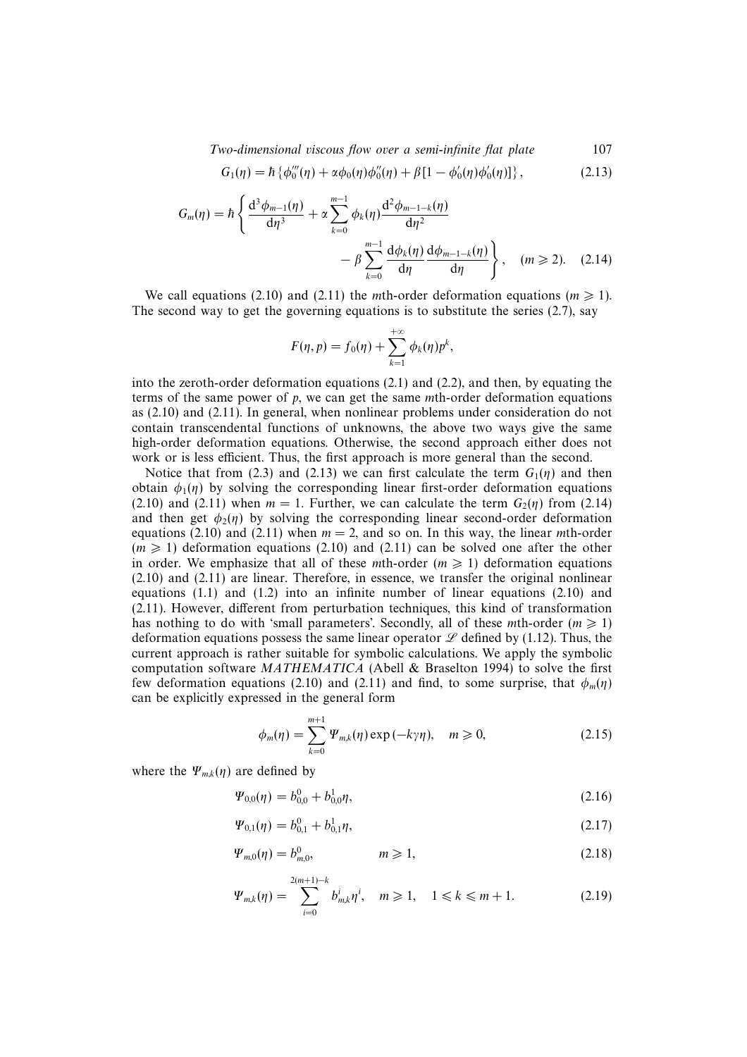$$G_1(\eta) = \hbar \left\{ \phi_0'''(\eta) + \alpha \phi_0(\eta) \phi_0''(\eta) + \beta [1 - \phi_0'(\eta) \phi_0'(\eta)] \right\}, \tag{2.13}$$

$$G_m(\eta) = \hbar \left\{ \frac{\mathrm{d}^3 \phi_{m-1}(\eta)}{\mathrm{d}\eta^3} + \alpha \sum_{k=0}^{m-1} \phi_k(\eta) \frac{\mathrm{d}^2 \phi_{m-1-k}(\eta)}{\mathrm{d}\eta^2} - \beta \sum_{k=0}^{m-1} \frac{\mathrm{d}\phi_k(\eta)}{\mathrm{d}\eta} \frac{\mathrm{d}\phi_{m-1-k}(\eta)}{\mathrm{d}\eta} \right\}, \quad (m \geqslant 2). \tag{2.14}$$

We call equations (2.10) and (2.11) the $m$th-order deformation equations ($m \geqslant 1$). The second way to get the governing equations is to substitute the series (2.7), say

$$F(\eta, p) = f_0(\eta) + \sum_{k=1}^{+\infty} \phi_k(\eta) p^k,$$

into the zeroth-order deformation equations (2.1) and (2.2), and then, by equating the terms of the same power of $p$, we can get the same $m$th-order deformation equations as (2.10) and (2.11). In general, when nonlinear problems under consideration do not contain transcendental functions of unknowns, the above two ways give the same high-order deformation equations. Otherwise, the second approach either does not work or is less efficient. Thus, the first approach is more general than the second.

Notice that from (2.3) and (2.13) we can first calculate the term $G_1(\eta)$ and then obtain $\phi_1(\eta)$ by solving the corresponding linear first-order deformation equations (2.10) and (2.11) when $m = 1$. Further, we can calculate the term $G_2(\eta)$ from (2.14) and then get $\phi_2(\eta)$ by solving the corresponding linear second-order deformation equations (2.10) and (2.11) when $m = 2$, and so on. In this way, the linear $m$th-order ($m \geqslant 1$) deformation equations (2.10) and (2.11) can be solved one after the other in order. We emphasize that all of these $m$th-order ($m \geqslant 1$) deformation equations (2.10) and (2.11) are linear. Therefore, in essence, we transfer the original nonlinear equations (1.1) and (1.2) into an infinite number of linear equations (2.10) and (2.11). However, different from perturbation techniques, this kind of transformation has nothing to do with 'small parameters'. Secondly, all of these $m$th-order ($m \geqslant 1$) deformation equations possess the same linear operator $\mathscr{L}$ defined by (1.12). Thus, the current approach is rather suitable for symbolic calculations. We apply the symbolic computation software *MATHEMATICA* (Abell & Braselton 1994) to solve the first few deformation equations (2.10) and (2.11) and find, to some surprise, that $\phi_m(\eta)$ can be explicitly expressed in the general form

$$\phi_m(\eta) = \sum_{k=0}^{m+1} \Psi_{m,k}(\eta) \exp(-k\gamma\eta), \quad m \geqslant 0, \tag{2.15}$$

where the $\Psi_{m,k}(\eta)$ are defined by

$$\Psi_{0,0}(\eta) = b_{0,0}^0 + b_{0,0}^1 \eta, \tag{2.16}$$

$$\Psi_{0,1}(\eta) = b_{0,1}^0 + b_{0,1}^1 \eta, \tag{2.17}$$

$$\Psi_{m,0}(\eta) = b_{m,0}^0, \qquad m \geqslant 1, \tag{2.18}$$

$$\Psi_{m,k}(\eta) = \sum_{i=0}^{2(m+1)-k} b_{m,k}^i \eta^i, \quad m \geqslant 1, \quad 1 \leqslant k \leqslant m+1. \tag{2.19}$$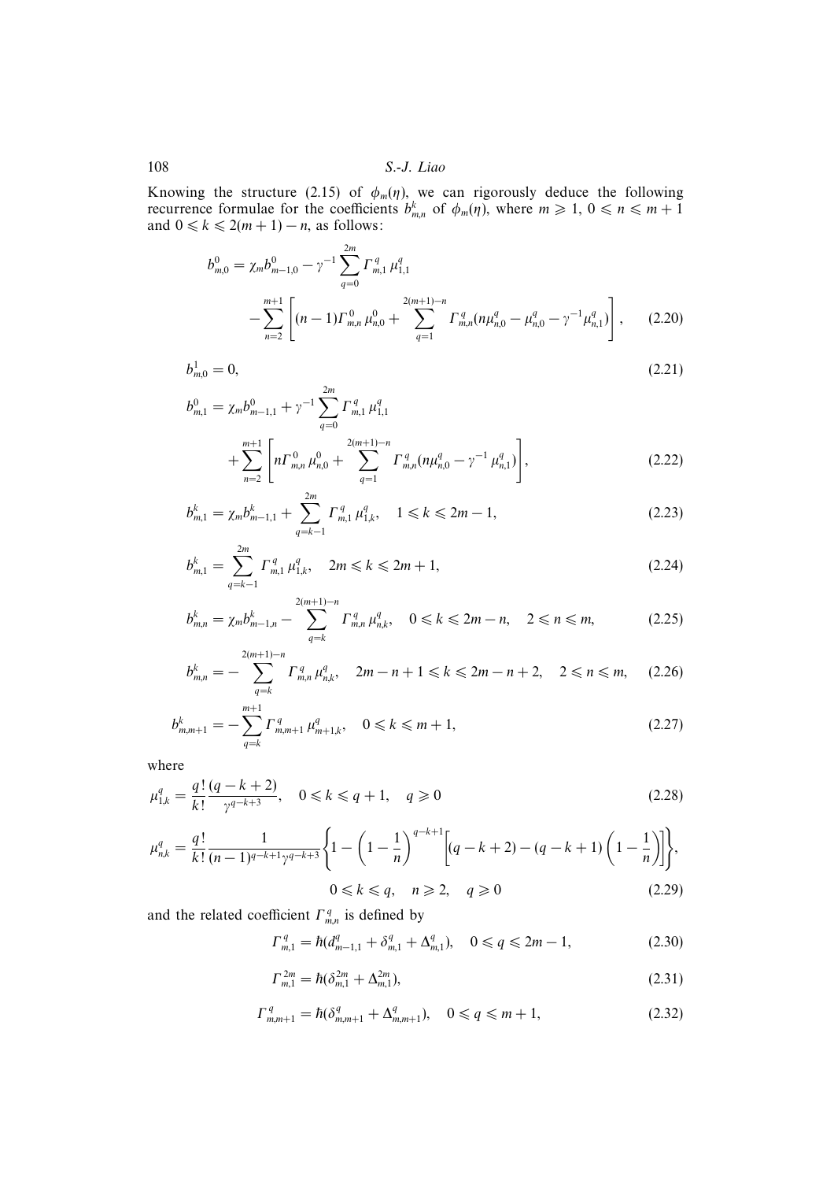Knowing the structure (2.15) of $\phi_m(\eta)$, we can rigorously deduce the following recurrence formulae for the coefficients $b_{m,n}^k$ of $\phi_m(\eta)$, where $m \geqslant 1$, $0 \leqslant n \leqslant m+1$ and $0 \leqslant k \leqslant 2(m+1)-n$, as follows:

$$b_{m,0}^0 = \chi_m b_{m-1,0}^0 - \gamma^{-1} \sum_{q=0}^{2m} \Gamma_{m,1}^q \, \mu_{1,1}^q - \sum_{n=2}^{m+1} \left[ (n-1)\Gamma_{m,n}^0 \, \mu_{n,0}^0 + \sum_{q=1}^{2(m+1)-n} \Gamma_{m,n}^q (n\mu_{n,0}^q - \mu_{n,0}^q - \gamma^{-1}\mu_{n,1}^q) \right], \tag{2.20}$$

$$b_{m,0}^1 = 0, \tag{2.21}$$

$$b_{m,1}^0 = \chi_m b_{m-1,1}^0 + \gamma^{-1} \sum_{q=0}^{2m} \Gamma_{m,1}^q \, \mu_{1,1}^q + \sum_{n=2}^{m+1} \left[ n\Gamma_{m,n}^0 \, \mu_{n,0}^0 + \sum_{q=1}^{2(m+1)-n} \Gamma_{m,n}^q (n\mu_{n,0}^q - \gamma^{-1}\, \mu_{n,1}^q) \right], \tag{2.22}$$

$$b_{m,1}^k = \chi_m b_{m-1,1}^k + \sum_{q=k-1}^{2m} \Gamma_{m,1}^q \, \mu_{1,k}^q, \quad 1 \leqslant k \leqslant 2m-1, \tag{2.23}$$

$$b_{m,1}^k = \sum_{q=k-1}^{2m} \Gamma_{m,1}^q \, \mu_{1,k}^q, \quad 2m \leqslant k \leqslant 2m+1, \tag{2.24}$$

$$b_{m,n}^k = \chi_m b_{m-1,n}^k - \sum_{q=k}^{2(m+1)-n} \Gamma_{m,n}^q \, \mu_{n,k}^q, \quad 0 \leqslant k \leqslant 2m-n, \quad 2 \leqslant n \leqslant m, \tag{2.25}$$

$$b_{m,n}^k = - \sum_{q=k}^{2(m+1)-n} \Gamma_{m,n}^q \, \mu_{n,k}^q, \quad 2m-n+1 \leqslant k \leqslant 2m-n+2, \quad 2 \leqslant n \leqslant m, \tag{2.26}$$

$$b_{m,m+1}^k = - \sum_{q=k}^{m+1} \Gamma_{m,m+1}^q \, \mu_{m+1,k}^q, \quad 0 \leqslant k \leqslant m+1, \tag{2.27}$$

where

$$\mu_{1,k}^q = \frac{q!}{k!} \frac{(q-k+2)}{\gamma^{q-k+3}}, \quad 0 \leqslant k \leqslant q+1, \quad q \geqslant 0 \tag{2.28}$$

$$\mu_{n,k}^q = \frac{q!}{k!} \frac{1}{(n-1)^{q-k+1}\gamma^{q-k+3}} \left\{ 1 - \left(1 - \frac{1}{n}\right)^{q-k+1} \left[ (q-k+2) - (q-k+1)\left(1 - \frac{1}{n}\right) \right] \right\},$$
$$0 \leqslant k \leqslant q, \quad n \geqslant 2, \quad q \geqslant 0 \tag{2.29}$$

and the related coefficient $\Gamma_{m,n}^q$ is defined by

$$\Gamma_{m,1}^q = \hbar(d_{m-1,1}^q + \delta_{m,1}^q + \Delta_{m,1}^q), \quad 0 \leqslant q \leqslant 2m-1, \tag{2.30}$$

$$\Gamma_{m,1}^{2m} = \hbar(\delta_{m,1}^{2m} + \Delta_{m,1}^{2m}), \tag{2.31}$$

$$\Gamma_{m,m+1}^q = \hbar(\delta_{m,m+1}^q + \Delta_{m,m+1}^q), \quad 0 \leqslant q \leqslant m+1, \tag{2.32}$$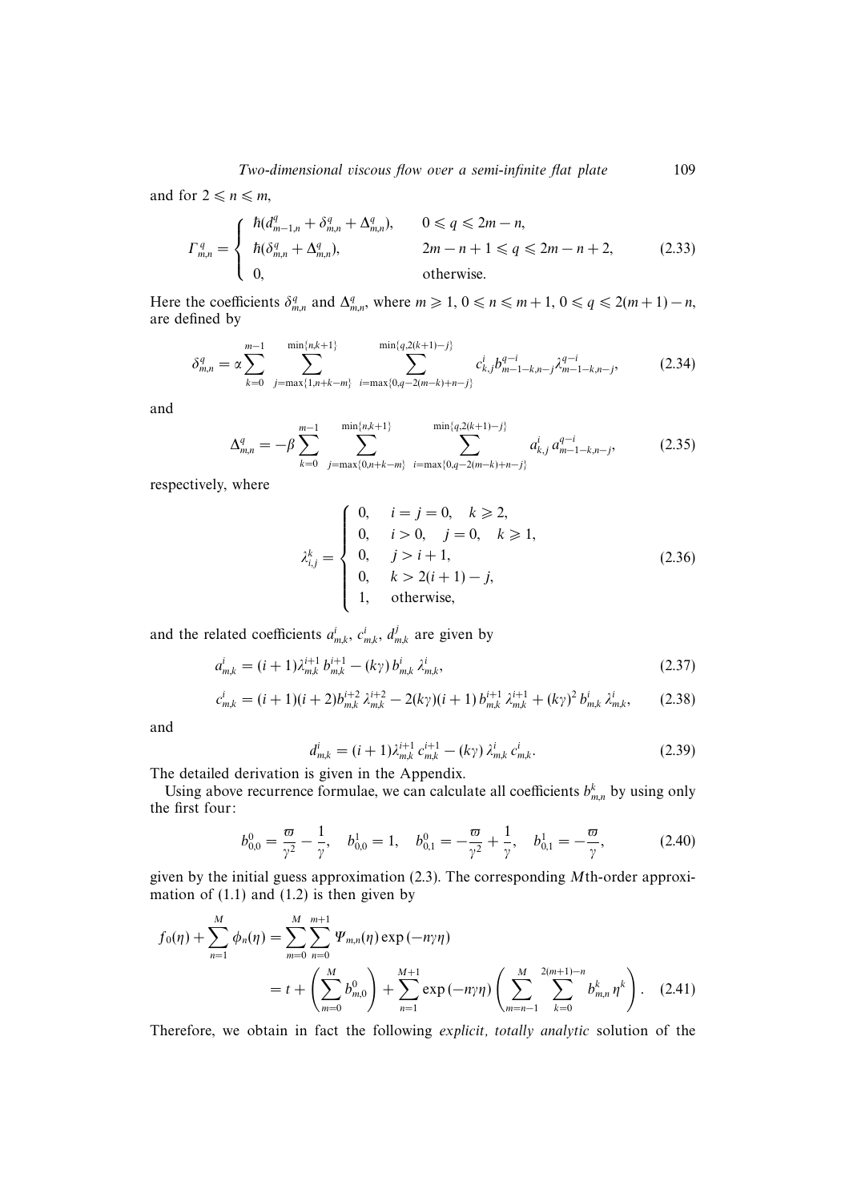and for $2 \leqslant n \leqslant m$,

$$\Gamma_{m,n}^{q} = \begin{cases} \hbar(d_{m-1,n}^{q} + \delta_{m,n}^{q} + \Delta_{m,n}^{q}), & 0 \leqslant q \leqslant 2m-n, \\ \hbar(\delta_{m,n}^{q} + \Delta_{m,n}^{q}), & 2m-n+1 \leqslant q \leqslant 2m-n+2, \\ 0, & \text{otherwise.} \end{cases} \tag{2.33}$$

Here the coefficients $\delta_{m,n}^{q}$ and $\Delta_{m,n}^{q}$, where $m \geqslant 1$, $0 \leqslant n \leqslant m+1$, $0 \leqslant q \leqslant 2(m+1)-n$, are defined by

$$\delta_{m,n}^{q} = \alpha \sum_{k=0}^{m-1} \sum_{j=\max\{1,n+k-m\}}^{\min\{n,k+1\}} \sum_{i=\max\{0,q-2(m-k)+n-j\}}^{\min\{q,2(k+1)-j\}} c_{k,j}^{i} b_{m-1-k,n-j}^{q-i} \lambda_{m-1-k,n-j}^{q-i}, \tag{2.34}$$

and

$$\Delta_{m,n}^{q} = -\beta \sum_{k=0}^{m-1} \sum_{j=\max\{0,n+k-m\}}^{\min\{n,k+1\}} \sum_{i=\max\{0,q-2(m-k)+n-j\}}^{\min\{q,2(k+1)-j\}} a_{k,j}^{i}\, a_{m-1-k,n-j}^{q-i}, \tag{2.35}$$

respectively, where

$$\lambda_{i,j}^{k} = \begin{cases} 0, & i = j = 0, \quad k \geqslant 2, \\ 0, & i > 0, \quad j = 0, \quad k \geqslant 1, \\ 0, & j > i+1, \\ 0, & k > 2(i+1)-j, \\ 1, & \text{otherwise,} \end{cases} \tag{2.36}$$

and the related coefficients $a_{m,k}^{i}$, $c_{m,k}^{i}$, $d_{m,k}^{j}$ are given by

$$a_{m,k}^{i} = (i+1)\lambda_{m,k}^{i+1}\, b_{m,k}^{i+1} - (k\gamma)\, b_{m,k}^{i}\, \lambda_{m,k}^{i}, \tag{2.37}$$

$$c_{m,k}^{i} = (i+1)(i+2) b_{m,k}^{i+2}\, \lambda_{m,k}^{i+2} - 2(k\gamma)(i+1)\, b_{m,k}^{i+1}\, \lambda_{m,k}^{i+1} + (k\gamma)^2\, b_{m,k}^{i}\, \lambda_{m,k}^{i}, \tag{2.38}$$

and

$$d_{m,k}^{i} = (i+1)\lambda_{m,k}^{i+1}\, c_{m,k}^{i+1} - (k\gamma)\, \lambda_{m,k}^{i}\, c_{m,k}^{i}. \tag{2.39}$$

The detailed derivation is given in the Appendix.

Using above recurrence formulae, we can calculate all coefficients $b_{m,n}^{k}$ by using only the first four:

$$b_{0,0}^{0} = \frac{\varpi}{\gamma^2} - \frac{1}{\gamma}, \quad b_{0,0}^{1} = 1, \quad b_{0,1}^{0} = -\frac{\varpi}{\gamma^2} + \frac{1}{\gamma}, \quad b_{0,1}^{1} = -\frac{\varpi}{\gamma}, \tag{2.40}$$

given by the initial guess approximation (2.3). The corresponding $M$th-order approximation of (1.1) and (1.2) is then given by

$$\begin{aligned} f_0(\eta) + \sum_{n=1}^{M} \phi_n(\eta) &= \sum_{m=0}^{M} \sum_{n=0}^{m+1} \Psi_{m,n}(\eta) \exp(-n\gamma\eta) \\ &= t + \left( \sum_{m=0}^{M} b_{m,0}^{0} \right) + \sum_{n=1}^{M+1} \exp(-n\gamma\eta) \left( \sum_{m=n-1}^{M} \sum_{k=0}^{2(m+1)-n} b_{m,n}^{k}\, \eta^{k} \right). \end{aligned} \tag{2.41}$$

Therefore, we obtain in fact the following *explicit, totally analytic* solution of the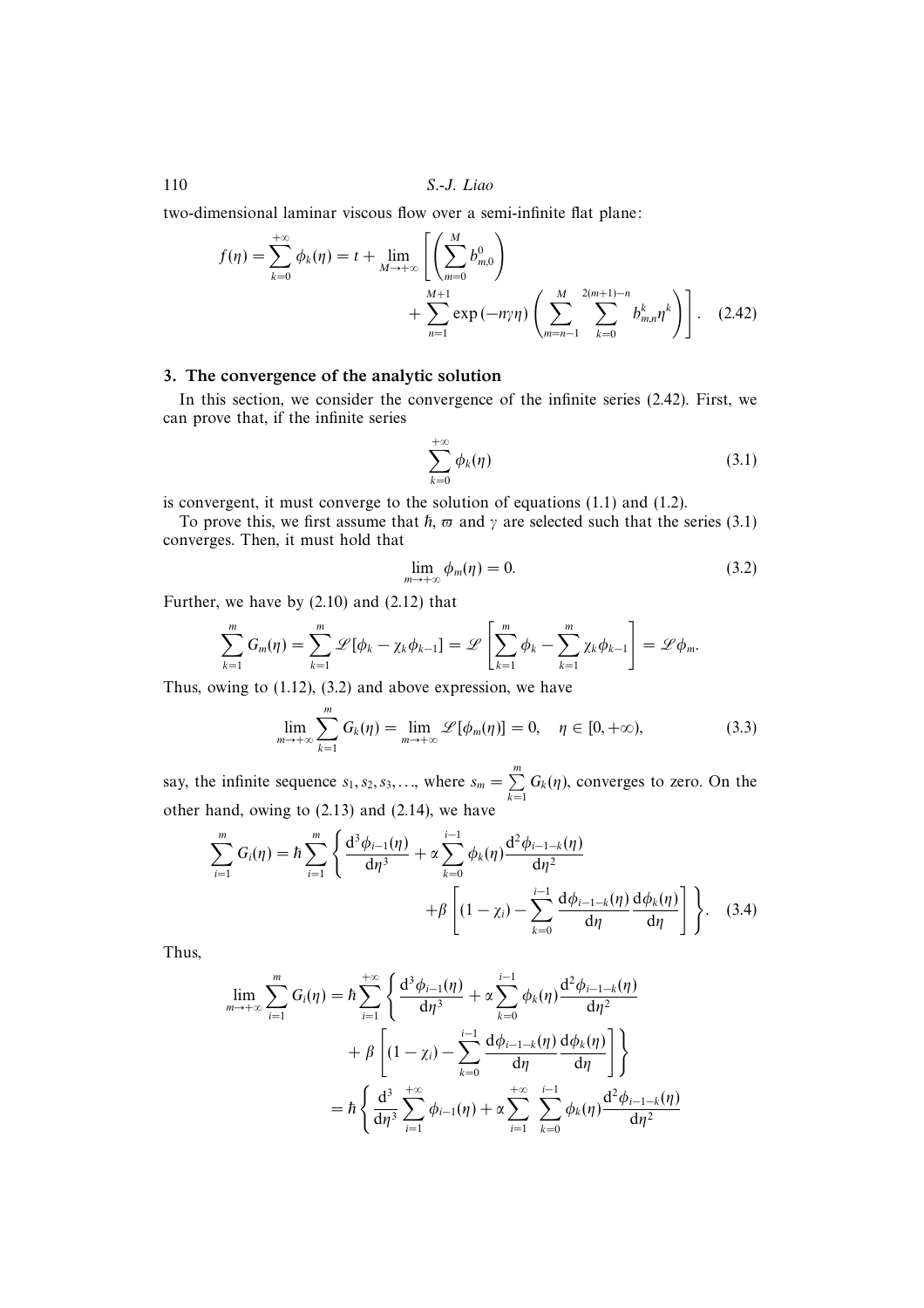two-dimensional laminar viscous flow over a semi-infinite flat plane:

$$f(\eta)=\sum_{k=0}^{+\infty}\phi_k(\eta)=t+\lim_{M\to+\infty}\left[\left(\sum_{m=0}^{M}b_{m,0}^{0}\right)+\sum_{n=1}^{M+1}\exp\left(-n\gamma\eta\right)\left(\sum_{m=n-1}^{M}\sum_{k=0}^{2(m+1)-n}b_{m,n}^{k}\eta^{k}\right)\right]. \quad (2.42)$$

## 3. The convergence of the analytic solution

In this section, we consider the convergence of the infinite series (2.42). First, we can prove that, if the infinite series

$$\sum_{k=0}^{+\infty}\phi_k(\eta) \quad (3.1)$$

is convergent, it must converge to the solution of equations (1.1) and (1.2).

To prove this, we first assume that $\hbar$, $\varpi$ and $\gamma$ are selected such that the series (3.1) converges. Then, it must hold that

$$\lim_{m\to+\infty}\phi_m(\eta)=0. \quad (3.2)$$

Further, we have by (2.10) and (2.12) that

$$\sum_{k=1}^{m}G_m(\eta)=\sum_{k=1}^{m}\mathscr{L}[\phi_k-\chi_k\phi_{k-1}]=\mathscr{L}\left[\sum_{k=1}^{m}\phi_k-\sum_{k=1}^{m}\chi_k\phi_{k-1}\right]=\mathscr{L}\phi_m.$$

Thus, owing to (1.12), (3.2) and above expression, we have

$$\lim_{m\to+\infty}\sum_{k=1}^{m}G_k(\eta)=\lim_{m\to+\infty}\mathscr{L}[\phi_m(\eta)]=0,\quad \eta\in[0,+\infty), \quad (3.3)$$

say, the infinite sequence $s_1,s_2,s_3,\ldots$, where $s_m=\sum_{k=1}^{m}G_k(\eta)$, converges to zero. On the other hand, owing to (2.13) and (2.14), we have

$$\sum_{i=1}^{m}G_i(\eta)=\hbar\sum_{i=1}^{m}\left\{\frac{\mathrm{d}^3\phi_{i-1}(\eta)}{\mathrm{d}\eta^3}+\alpha\sum_{k=0}^{i-1}\phi_k(\eta)\frac{\mathrm{d}^2\phi_{i-1-k}(\eta)}{\mathrm{d}\eta^2}+\beta\left[(1-\chi_i)-\sum_{k=0}^{i-1}\frac{\mathrm{d}\phi_{i-1-k}(\eta)}{\mathrm{d}\eta}\frac{\mathrm{d}\phi_k(\eta)}{\mathrm{d}\eta}\right]\right\}. \quad (3.4)$$

Thus,

$$\begin{aligned}\lim_{m\to+\infty}\sum_{i=1}^{m}G_i(\eta)&=\hbar\sum_{i=1}^{+\infty}\left\{\frac{\mathrm{d}^3\phi_{i-1}(\eta)}{\mathrm{d}\eta^3}+\alpha\sum_{k=0}^{i-1}\phi_k(\eta)\frac{\mathrm{d}^2\phi_{i-1-k}(\eta)}{\mathrm{d}\eta^2}\right.\\&\quad\left.+\beta\left[(1-\chi_i)-\sum_{k=0}^{i-1}\frac{\mathrm{d}\phi_{i-1-k}(\eta)}{\mathrm{d}\eta}\frac{\mathrm{d}\phi_k(\eta)}{\mathrm{d}\eta}\right]\right\}\\&=\hbar\left\{\frac{\mathrm{d}^3}{\mathrm{d}\eta^3}\sum_{i=1}^{+\infty}\phi_{i-1}(\eta)+\alpha\sum_{i=1}^{+\infty}\sum_{k=0}^{i-1}\phi_k(\eta)\frac{\mathrm{d}^2\phi_{i-1-k}(\eta)}{\mathrm{d}\eta^2}\right.\end{aligned}$$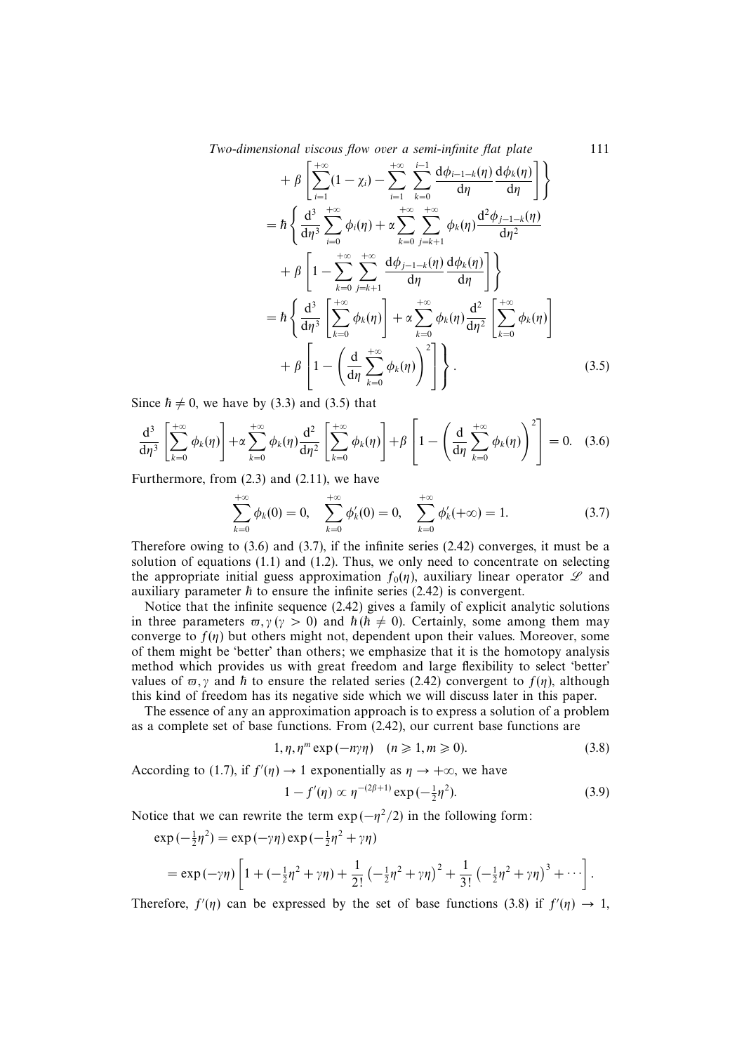$$
+ \beta \left[ \sum_{i=1}^{+\infty} (1-\chi_i) - \sum_{i=1}^{+\infty} \sum_{k=0}^{i-1} \frac{\mathrm{d}\phi_{i-1-k}(\eta)}{\mathrm{d}\eta} \frac{\mathrm{d}\phi_k(\eta)}{\mathrm{d}\eta} \right] \Bigg\}
$$

$$
= \hbar \Bigg\{ \frac{\mathrm{d}^3}{\mathrm{d}\eta^3} \sum_{i=0}^{+\infty} \phi_i(\eta) + \alpha \sum_{k=0}^{+\infty} \sum_{j=k+1}^{+\infty} \phi_k(\eta) \frac{\mathrm{d}^2 \phi_{j-1-k}(\eta)}{\mathrm{d}\eta^2}
$$

$$
+ \beta \left[ 1 - \sum_{k=0}^{+\infty} \sum_{j=k+1}^{+\infty} \frac{\mathrm{d}\phi_{j-1-k}(\eta)}{\mathrm{d}\eta} \frac{\mathrm{d}\phi_k(\eta)}{\mathrm{d}\eta} \right] \Bigg\}
$$

$$
= \hbar \Bigg\{ \frac{\mathrm{d}^3}{\mathrm{d}\eta^3} \left[ \sum_{k=0}^{+\infty} \phi_k(\eta) \right] + \alpha \sum_{k=0}^{+\infty} \phi_k(\eta) \frac{\mathrm{d}^2}{\mathrm{d}\eta^2} \left[ \sum_{k=0}^{+\infty} \phi_k(\eta) \right]
$$

$$
+ \beta \left[ 1 - \left( \frac{\mathrm{d}}{\mathrm{d}\eta} \sum_{k=0}^{+\infty} \phi_k(\eta) \right)^2 \right] \Bigg\}. \tag{3.5}
$$

Since $\hbar \neq 0$, we have by (3.3) and (3.5) that

$$
\frac{\mathrm{d}^3}{\mathrm{d}\eta^3} \left[ \sum_{k=0}^{+\infty} \phi_k(\eta) \right] + \alpha \sum_{k=0}^{+\infty} \phi_k(\eta) \frac{\mathrm{d}^2}{\mathrm{d}\eta^2} \left[ \sum_{k=0}^{+\infty} \phi_k(\eta) \right] + \beta \left[ 1 - \left( \frac{\mathrm{d}}{\mathrm{d}\eta} \sum_{k=0}^{+\infty} \phi_k(\eta) \right)^2 \right] = 0. \tag{3.6}
$$

Furthermore, from (2.3) and (2.11), we have

$$
\sum_{k=0}^{+\infty} \phi_k(0) = 0, \quad \sum_{k=0}^{+\infty} \phi_k'(0) = 0, \quad \sum_{k=0}^{+\infty} \phi_k'(+\infty) = 1. \tag{3.7}
$$

Therefore owing to (3.6) and (3.7), if the infinite series (2.42) converges, it must be a solution of equations (1.1) and (1.2). Thus, we only need to concentrate on selecting the appropriate initial guess approximation $f_0(\eta)$, auxiliary linear operator $\mathscr{L}$ and auxiliary parameter $\hbar$ to ensure the infinite series (2.42) is convergent.

Notice that the infinite sequence (2.42) gives a family of explicit analytic solutions in three parameters $\varpi, \gamma\,(\gamma > 0)$ and $\hbar\,(\hbar \neq 0)$. Certainly, some among them may converge to $f(\eta)$ but others might not, dependent upon their values. Moreover, some of them might be 'better' than others; we emphasize that it is the homotopy analysis method which provides us with great freedom and large flexibility to select 'better' values of $\varpi, \gamma$ and $\hbar$ to ensure the related series (2.42) convergent to $f(\eta)$, although this kind of freedom has its negative side which we will discuss later in this paper.

The essence of any an approximation approach is to express a solution of a problem as a complete set of base functions. From (2.42), our current base functions are

$$
1, \eta, \eta^m \exp(-n\gamma\eta) \quad (n \geqslant 1, m \geqslant 0). \tag{3.8}
$$

According to (1.7), if $f'(\eta) \to 1$ exponentially as $\eta \to +\infty$, we have

$$
1 - f'(\eta) \propto \eta^{-(2\beta+1)} \exp(-\tfrac{1}{2}\eta^2). \tag{3.9}
$$

Notice that we can rewrite the term $\exp(-\eta^2/2)$ in the following form:

$$
\exp(-\tfrac{1}{2}\eta^2) = \exp(-\gamma\eta) \exp(-\tfrac{1}{2}\eta^2 + \gamma\eta)
$$

$$
= \exp(-\gamma\eta) \left[ 1 + (-\tfrac{1}{2}\eta^2 + \gamma\eta) + \frac{1}{2!} \left(-\tfrac{1}{2}\eta^2 + \gamma\eta\right)^2 + \frac{1}{3!} \left(-\tfrac{1}{2}\eta^2 + \gamma\eta\right)^3 + \cdots \right].
$$

Therefore, $f'(\eta)$ can be expressed by the set of base functions (3.8) if $f'(\eta) \to 1$,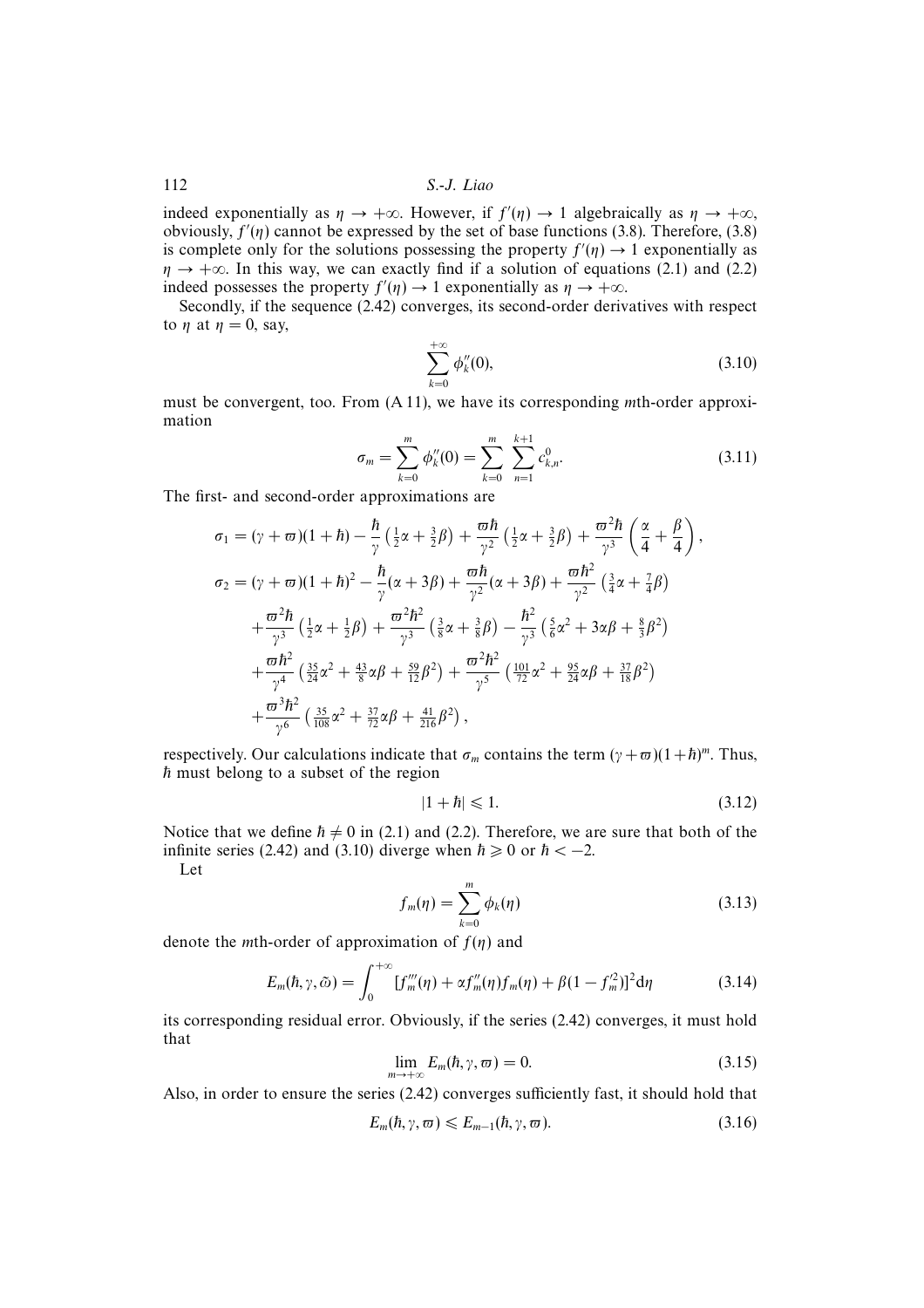indeed exponentially as $\eta \to +\infty$. However, if $f'(\eta) \to 1$ algebraically as $\eta \to +\infty$, obviously, $f'(\eta)$ cannot be expressed by the set of base functions (3.8). Therefore, (3.8) is complete only for the solutions possessing the property $f'(\eta) \to 1$ exponentially as $\eta \to +\infty$. In this way, we can exactly find if a solution of equations (2.1) and (2.2) indeed possesses the property $f'(\eta) \to 1$ exponentially as $\eta \to +\infty$.

Secondly, if the sequence (2.42) converges, its second-order derivatives with respect to $\eta$ at $\eta = 0$, say,

$$\sum_{k=0}^{+\infty} \phi_k''(0), \tag{3.10}$$

must be convergent, too. From (A 11), we have its corresponding $m$th-order approximation

$$\sigma_m = \sum_{k=0}^{m} \phi_k''(0) = \sum_{k=0}^{m} \sum_{n=1}^{k+1} c_{k,n}^0. \tag{3.11}$$

The first- and second-order approximations are

$$\sigma_1 = (\gamma + \varpi)(1+\hbar) - \frac{\hbar}{\gamma}\left(\tfrac{1}{2}\alpha + \tfrac{3}{2}\beta\right) + \frac{\varpi\hbar}{\gamma^2}\left(\tfrac{1}{2}\alpha + \tfrac{3}{2}\beta\right) + \frac{\varpi^2\hbar}{\gamma^3}\left(\frac{\alpha}{4} + \frac{\beta}{4}\right),$$

$$\begin{aligned}
\sigma_2 = {} & (\gamma + \varpi)(1+\hbar)^2 - \frac{\hbar}{\gamma}(\alpha + 3\beta) + \frac{\varpi\hbar}{\gamma^2}(\alpha + 3\beta) + \frac{\varpi\hbar^2}{\gamma^2}\left(\tfrac{3}{4}\alpha + \tfrac{7}{4}\beta\right) \\
& + \frac{\varpi^2\hbar}{\gamma^3}\left(\tfrac{1}{2}\alpha + \tfrac{1}{2}\beta\right) + \frac{\varpi^2\hbar^2}{\gamma^3}\left(\tfrac{3}{8}\alpha + \tfrac{3}{8}\beta\right) - \frac{\hbar^2}{\gamma^3}\left(\tfrac{5}{6}\alpha^2 + 3\alpha\beta + \tfrac{8}{3}\beta^2\right) \\
& + \frac{\varpi\hbar^2}{\gamma^4}\left(\tfrac{35}{24}\alpha^2 + \tfrac{43}{8}\alpha\beta + \tfrac{59}{12}\beta^2\right) + \frac{\varpi^2\hbar^2}{\gamma^5}\left(\tfrac{101}{72}\alpha^2 + \tfrac{95}{24}\alpha\beta + \tfrac{37}{18}\beta^2\right) \\
& + \frac{\varpi^3\hbar^2}{\gamma^6}\left(\tfrac{35}{108}\alpha^2 + \tfrac{37}{72}\alpha\beta + \tfrac{41}{216}\beta^2\right),
\end{aligned}$$

respectively. Our calculations indicate that $\sigma_m$ contains the term $(\gamma + \varpi)(1+\hbar)^m$. Thus, $\hbar$ must belong to a subset of the region

$$|1 + \hbar| \leqslant 1. \tag{3.12}$$

Notice that we define $\hbar \neq 0$ in (2.1) and (2.2). Therefore, we are sure that both of the infinite series (2.42) and (3.10) diverge when $\hbar \geqslant 0$ or $\hbar < -2$.

Let

$$f_m(\eta) = \sum_{k=0}^{m} \phi_k(\eta) \tag{3.13}$$

denote the $m$th-order of approximation of $f(\eta)$ and

$$E_m(\hbar, \gamma, \varpi) = \int_0^{+\infty} [f_m'''(\eta) + \alpha f_m''(\eta) f_m(\eta) + \beta(1 - f_m'^2)]^2 \mathrm{d}\eta \tag{3.14}$$

its corresponding residual error. Obviously, if the series (2.42) converges, it must hold that

$$\lim_{m \to +\infty} E_m(\hbar, \gamma, \varpi) = 0. \tag{3.15}$$

Also, in order to ensure the series (2.42) converges sufficiently fast, it should hold that

$$E_m(\hbar, \gamma, \varpi) \leqslant E_{m-1}(\hbar, \gamma, \varpi). \tag{3.16}$$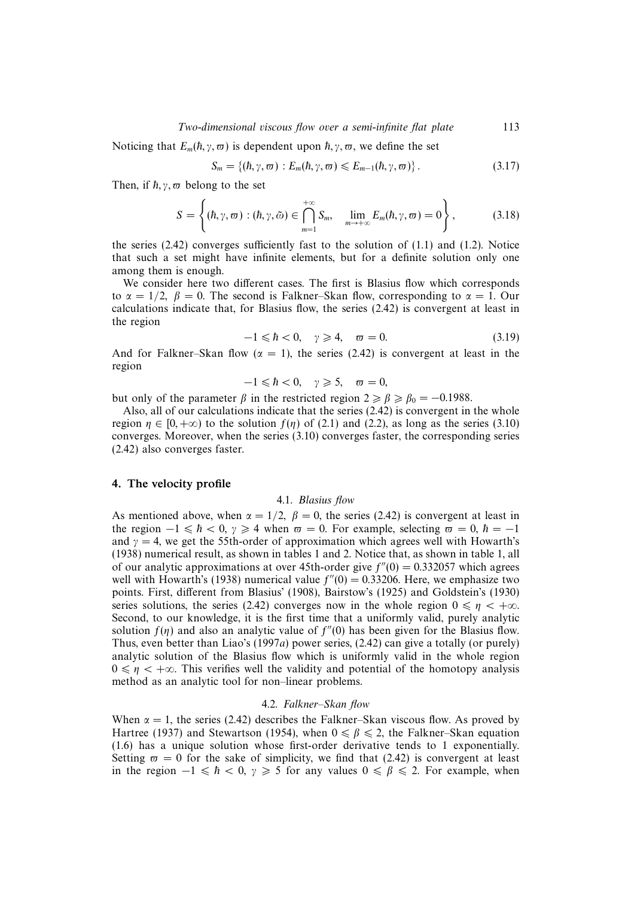Noticing that $E_m(\hbar, \gamma, \varpi)$ is dependent upon $\hbar, \gamma, \varpi$, we define the set

$$S_m = \{(\hbar, \gamma, \varpi) : E_m(\hbar, \gamma, \varpi) \leqslant E_{m-1}(\hbar, \gamma, \varpi)\}. \tag{3.17}$$

Then, if $\hbar, \gamma, \varpi$ belong to the set

$$S = \left\{ (\hbar, \gamma, \varpi) : (\hbar, \gamma, \tilde{\omega}) \in \bigcap_{m=1}^{+\infty} S_m, \quad \lim_{m \to +\infty} E_m(\hbar, \gamma, \varpi) = 0 \right\}, \tag{3.18}$$

the series (2.42) converges sufficiently fast to the solution of (1.1) and (1.2). Notice that such a set might have infinite elements, but for a definite solution only one among them is enough.

We consider here two different cases. The first is Blasius flow which corresponds to $\alpha = 1/2$, $\beta = 0$. The second is Falkner–Skan flow, corresponding to $\alpha = 1$. Our calculations indicate that, for Blasius flow, the series (2.42) is convergent at least in the region

$$-1 \leqslant \hbar < 0, \quad \gamma \geqslant 4, \quad \varpi = 0. \tag{3.19}$$

And for Falkner–Skan flow ($\alpha = 1$), the series (2.42) is convergent at least in the region

$$-1 \leqslant \hbar < 0, \quad \gamma \geqslant 5, \quad \varpi = 0,$$

but only of the parameter $\beta$ in the restricted region $2 \geqslant \beta \geqslant \beta_0 = -0.1988$.

Also, all of our calculations indicate that the series (2.42) is convergent in the whole region $\eta \in [0, +\infty)$ to the solution $f(\eta)$ of (2.1) and (2.2), as long as the series (3.10) converges. Moreover, when the series (3.10) converges faster, the corresponding series (2.42) also converges faster.

## 4. The velocity profile

### 4.1. *Blasius flow*

As mentioned above, when $\alpha = 1/2$, $\beta = 0$, the series (2.42) is convergent at least in the region $-1 \leqslant \hbar < 0$, $\gamma \geqslant 4$ when $\varpi = 0$. For example, selecting $\varpi = 0$, $\hbar = -1$ and $\gamma = 4$, we get the 55th-order of approximation which agrees well with Howarth's (1938) numerical result, as shown in tables 1 and 2. Notice that, as shown in table 1, all of our analytic approximations at over 45th-order give $f''(0) = 0.332057$ which agrees well with Howarth's (1938) numerical value $f''(0) = 0.33206$. Here, we emphasize two points. First, different from Blasius' (1908), Bairstow's (1925) and Goldstein's (1930) series solutions, the series (2.42) converges now in the whole region $0 \leqslant \eta < +\infty$. Second, to our knowledge, it is the first time that a uniformly valid, purely analytic solution $f(\eta)$ and also an analytic value of $f''(0)$ has been given for the Blasius flow. Thus, even better than Liao's (1997*a*) power series, (2.42) can give a totally (or purely) analytic solution of the Blasius flow which is uniformly valid in the whole region $0 \leqslant \eta < +\infty$. This verifies well the validity and potential of the homotopy analysis method as an analytic tool for non–linear problems.

### 4.2. *Falkner–Skan flow*

When $\alpha = 1$, the series (2.42) describes the Falkner–Skan viscous flow. As proved by Hartree (1937) and Stewartson (1954), when $0 \leqslant \beta \leqslant 2$, the Falkner–Skan equation (1.6) has a unique solution whose first-order derivative tends to 1 exponentially. Setting $\varpi = 0$ for the sake of simplicity, we find that (2.42) is convergent at least in the region $-1 \leqslant \hbar < 0$, $\gamma \geqslant 5$ for any values $0 \leqslant \beta \leqslant 2$. For example, when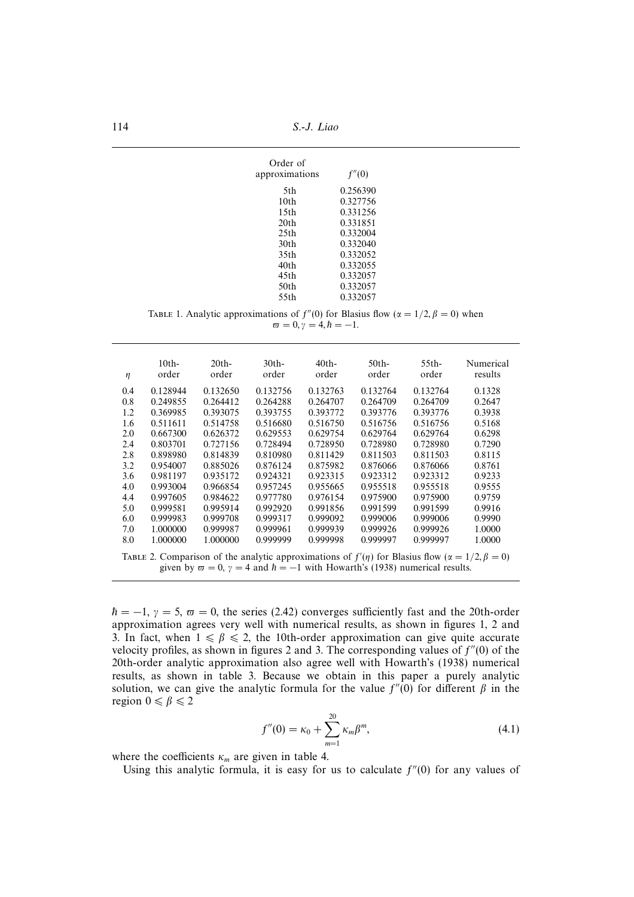| Order of approximations | $f''(0)$ |
|---|---|
| 5th | 0.256390 |
| 10th | 0.327756 |
| 15th | 0.331256 |
| 20th | 0.331851 |
| 25th | 0.332004 |
| 30th | 0.332040 |
| 35th | 0.332052 |
| 40th | 0.332055 |
| 45th | 0.332057 |
| 50th | 0.332057 |
| 55th | 0.332057 |

TABLE 1. Analytic approximations of $f''(0)$ for Blasius flow ($\alpha = 1/2, \beta = 0$) when $\varpi = 0, \gamma = 4, \hbar = -1$.

| $\eta$ | 10th-order | 20th-order | 30th-order | 40th-order | 50th-order | 55th-order | Numerical results |
|---|---|---|---|---|---|---|---|
| 0.4 | 0.128944 | 0.132650 | 0.132756 | 0.132763 | 0.132764 | 0.132764 | 0.1328 |
| 0.8 | 0.249855 | 0.264412 | 0.264288 | 0.264707 | 0.264709 | 0.264709 | 0.2647 |
| 1.2 | 0.369985 | 0.393075 | 0.393755 | 0.393772 | 0.393776 | 0.393776 | 0.3938 |
| 1.6 | 0.511611 | 0.514758 | 0.516680 | 0.516750 | 0.516756 | 0.516756 | 0.5168 |
| 2.0 | 0.667300 | 0.626372 | 0.629553 | 0.629754 | 0.629764 | 0.629764 | 0.6298 |
| 2.4 | 0.803701 | 0.727156 | 0.728494 | 0.728950 | 0.728980 | 0.728980 | 0.7290 |
| 2.8 | 0.898980 | 0.814839 | 0.810980 | 0.811429 | 0.811503 | 0.811503 | 0.8115 |
| 3.2 | 0.954007 | 0.885026 | 0.876124 | 0.875982 | 0.876066 | 0.876066 | 0.8761 |
| 3.6 | 0.981197 | 0.935172 | 0.924321 | 0.923315 | 0.923312 | 0.923312 | 0.9233 |
| 4.0 | 0.993004 | 0.966854 | 0.957245 | 0.955665 | 0.955518 | 0.955518 | 0.9555 |
| 4.4 | 0.997605 | 0.984622 | 0.977780 | 0.976154 | 0.975900 | 0.975900 | 0.9759 |
| 5.0 | 0.999581 | 0.995914 | 0.992920 | 0.991856 | 0.991599 | 0.991599 | 0.9916 |
| 6.0 | 0.999983 | 0.999708 | 0.999317 | 0.999092 | 0.999006 | 0.999006 | 0.9990 |
| 7.0 | 1.000000 | 0.999987 | 0.999961 | 0.999939 | 0.999926 | 0.999926 | 1.0000 |
| 8.0 | 1.000000 | 1.000000 | 0.999999 | 0.999998 | 0.999997 | 0.999997 | 1.0000 |

TABLE 2. Comparison of the analytic approximations of $f'(\eta)$ for Blasius flow ($\alpha = 1/2, \beta = 0$) given by $\varpi = 0$, $\gamma = 4$ and $\hbar = -1$ with Howarth's (1938) numerical results.

$\hbar = -1$, $\gamma = 5$, $\varpi = 0$, the series (2.42) converges sufficiently fast and the 20th-order approximation agrees very well with numerical results, as shown in figures 1, 2 and 3. In fact, when $1 \leqslant \beta \leqslant 2$, the 10th-order approximation can give quite accurate velocity profiles, as shown in figures 2 and 3. The corresponding values of $f''(0)$ of the 20th-order analytic approximation also agree well with Howarth's (1938) numerical results, as shown in table 3. Because we obtain in this paper a purely analytic solution, we can give the analytic formula for the value $f''(0)$ for different $\beta$ in the region $0 \leqslant \beta \leqslant 2$

$$f''(0) = \kappa_0 + \sum_{m=1}^{20} \kappa_m \beta^m, \tag{4.1}$$

where the coefficients $\kappa_m$ are given in table 4.

Using this analytic formula, it is easy for us to calculate $f''(0)$ for any values of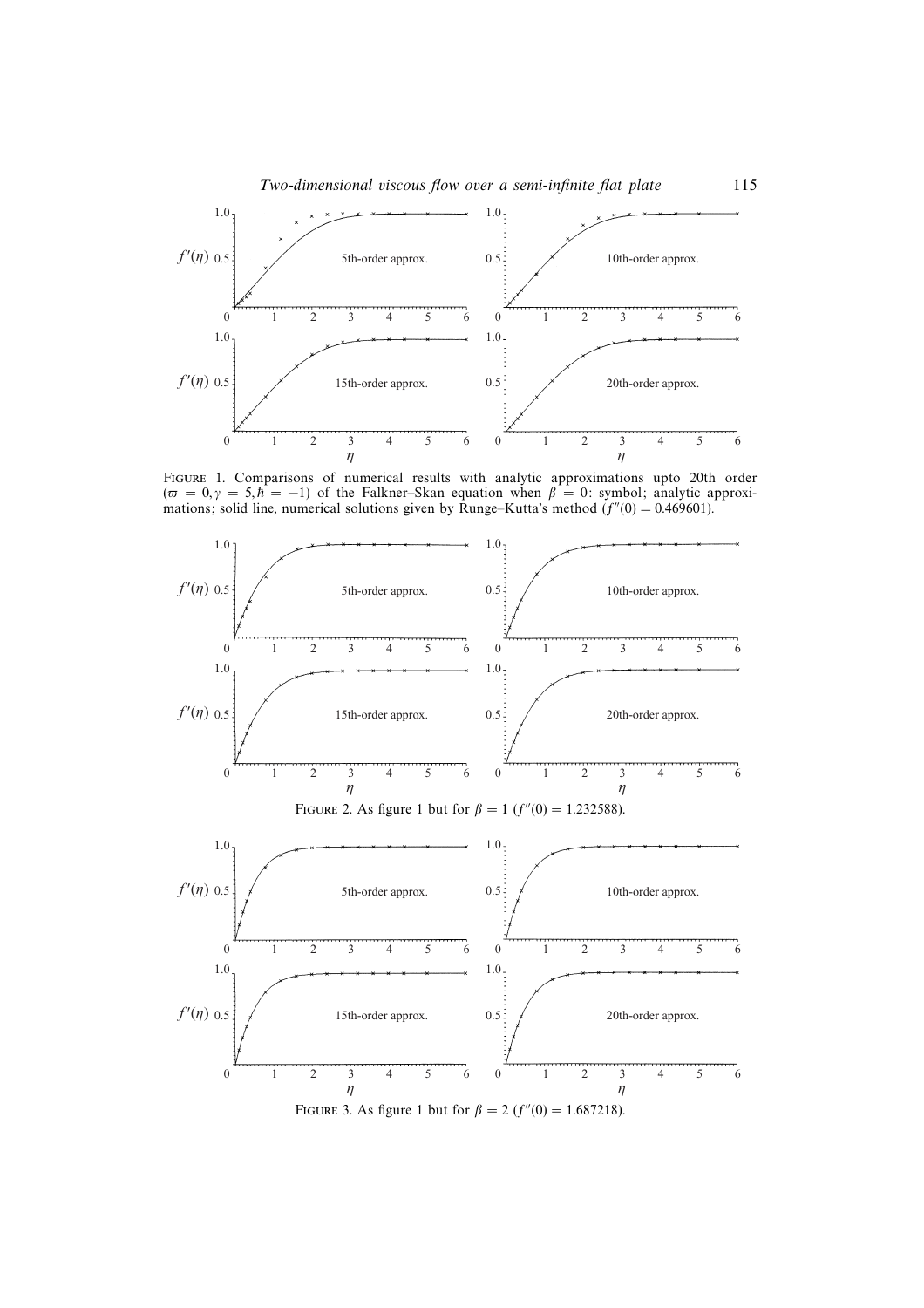FIGURE 1. Comparisons of numerical results with analytic approximations upto 20th order ($\varpi = 0, \gamma = 5, \hbar = -1$) of the Falkner–Skan equation when $\beta = 0$: symbol; analytic approximations; solid line, numerical solutions given by Runge–Kutta's method ($f''(0) = 0.469601$).

FIGURE 2. As figure 1 but for $\beta = 1$ ($f''(0) = 1.232588$).

FIGURE 3. As figure 1 but for $\beta = 2$ ($f''(0) = 1.687218$).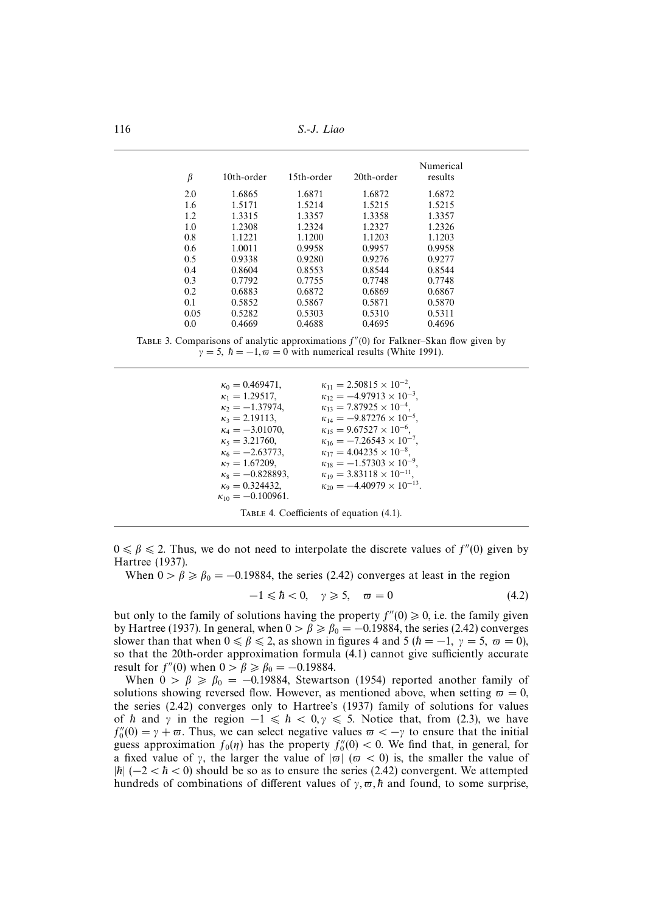| $\beta$ | 10th-order | 15th-order | 20th-order | Numerical results |
|---|---|---|---|---|
| 2.0 | 1.6865 | 1.6871 | 1.6872 | 1.6872 |
| 1.6 | 1.5171 | 1.5214 | 1.5215 | 1.5215 |
| 1.2 | 1.3315 | 1.3357 | 1.3358 | 1.3357 |
| 1.0 | 1.2308 | 1.2324 | 1.2327 | 1.2326 |
| 0.8 | 1.1221 | 1.1200 | 1.1203 | 1.1203 |
| 0.6 | 1.0011 | 0.9958 | 0.9957 | 0.9958 |
| 0.5 | 0.9338 | 0.9280 | 0.9276 | 0.9277 |
| 0.4 | 0.8604 | 0.8553 | 0.8544 | 0.8544 |
| 0.3 | 0.7792 | 0.7755 | 0.7748 | 0.7748 |
| 0.2 | 0.6883 | 0.6872 | 0.6869 | 0.6867 |
| 0.1 | 0.5852 | 0.5867 | 0.5871 | 0.5870 |
| 0.05 | 0.5282 | 0.5303 | 0.5310 | 0.5311 |
| 0.0 | 0.4669 | 0.4688 | 0.4695 | 0.4696 |

TABLE 3. Comparisons of analytic approximations $f''(0)$ for Falkner–Skan flow given by $\gamma = 5,\ \hbar = -1, \varpi = 0$ with numerical results (White 1991).

| | |
|---|---|
| $\kappa_0 = 0.469471$, | $\kappa_{11} = 2.50815 \times 10^{-2}$, |
| $\kappa_1 = 1.29517$, | $\kappa_{12} = -4.97913 \times 10^{-3}$, |
| $\kappa_2 = -1.37974$, | $\kappa_{13} = 7.87925 \times 10^{-4}$, |
| $\kappa_3 = 2.19113$, | $\kappa_{14} = -9.87276 \times 10^{-5}$, |
| $\kappa_4 = -3.01070$, | $\kappa_{15} = 9.67527 \times 10^{-6}$, |
| $\kappa_5 = 3.21760$, | $\kappa_{16} = -7.26543 \times 10^{-7}$, |
| $\kappa_6 = -2.63773$, | $\kappa_{17} = 4.04235 \times 10^{-8}$, |
| $\kappa_7 = 1.67209$, | $\kappa_{18} = -1.57303 \times 10^{-9}$, |
| $\kappa_8 = -0.828893$, | $\kappa_{19} = 3.83118 \times 10^{-11}$, |
| $\kappa_9 = 0.324432$, | $\kappa_{20} = -4.40979 \times 10^{-13}$. |
| $\kappa_{10} = -0.100961$. | |

TABLE 4. Coefficients of equation (4.1).

$0 \leqslant \beta \leqslant 2$. Thus, we do not need to interpolate the discrete values of $f''(0)$ given by Hartree (1937).

When $0 > \beta \geqslant \beta_0 = -0.19884$, the series (2.42) converges at least in the region

$$-1 \leqslant \hbar < 0, \quad \gamma \geqslant 5, \quad \varpi = 0 \tag{4.2}$$

but only to the family of solutions having the property $f''(0) \geqslant 0$, i.e. the family given by Hartree (1937). In general, when $0 > \beta \geqslant \beta_0 = -0.19884$, the series (2.42) converges slower than that when $0 \leqslant \beta \leqslant 2$, as shown in figures 4 and 5 ($\hbar = -1,\ \gamma = 5,\ \varpi = 0$), so that the 20th-order approximation formula (4.1) cannot give sufficiently accurate result for $f''(0)$ when $0 > \beta \geqslant \beta_0 = -0.19884$.

When $0 > \beta \geqslant \beta_0 = -0.19884$, Stewartson (1954) reported another family of solutions showing reversed flow. However, as mentioned above, when setting $\varpi = 0$, the series (2.42) converges only to Hartree's (1937) family of solutions for values of $\hbar$ and $\gamma$ in the region $-1 \leqslant \hbar < 0, \gamma \leqslant 5$. Notice that, from (2.3), we have $f_0''(0) = \gamma + \varpi$. Thus, we can select negative values $\varpi < -\gamma$ to ensure that the initial guess approximation $f_0(\eta)$ has the property $f_0''(0) < 0$. We find that, in general, for a fixed value of $\gamma$, the larger the value of $|\varpi|$ ($\varpi < 0$), the smaller the value of $|\hbar|$ ($-2 < \hbar < 0$) should be so as to ensure the series (2.42) convergent. We attempted hundreds of combinations of different values of $\gamma, \varpi, \hbar$ and found, to some surprise,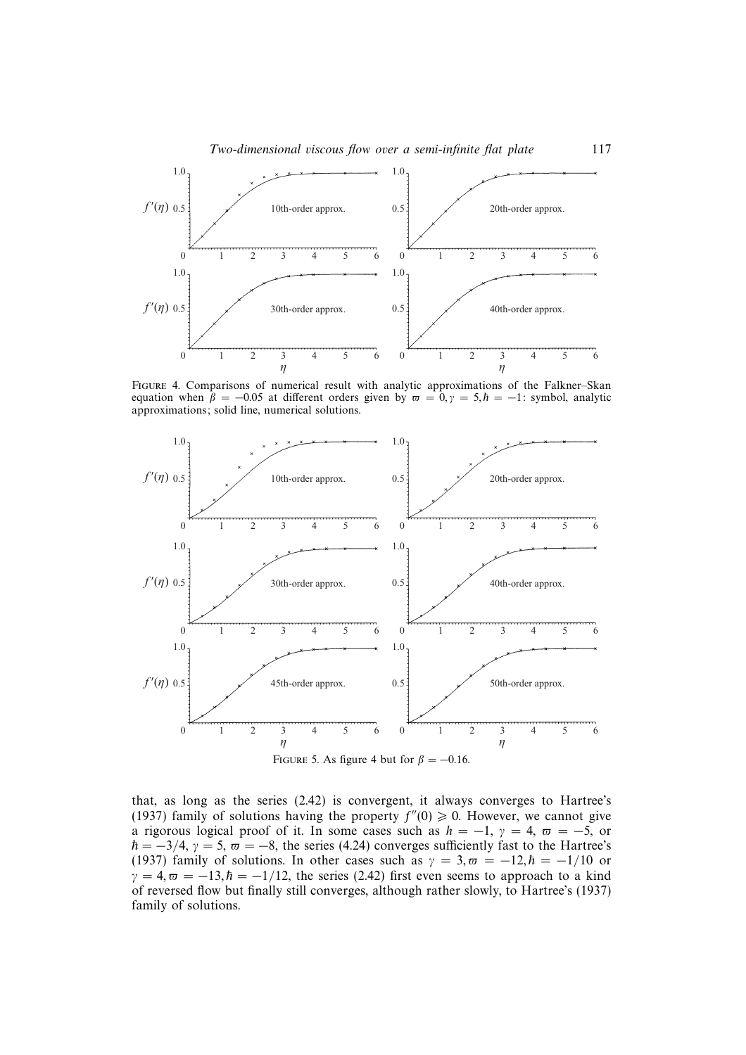FIGURE 4. Comparisons of numerical result with analytic approximations of the Falkner–Skan equation when $\beta = -0.05$ at different orders given by $\varpi = 0, \gamma = 5, \hbar = -1$: symbol, analytic approximations; solid line, numerical solutions.

FIGURE 5. As figure 4 but for $\beta = -0.16$.

that, as long as the series (2.42) is convergent, it always converges to Hartree's (1937) family of solutions having the property $f''(0) \geqslant 0$. However, we cannot give a rigorous logical proof of it. In some cases such as $\hbar = -1$, $\gamma = 4$, $\varpi = -5$, or $\hbar = -3/4$, $\gamma = 5$, $\varpi = -8$, the series (4.24) converges sufficiently fast to the Hartree's (1937) family of solutions. In other cases such as $\gamma = 3, \varpi = -12, \hbar = -1/10$ or $\gamma = 4, \varpi = -13, \hbar = -1/12$, the series (2.42) first even seems to approach to a kind of reversed flow but finally still converges, although rather slowly, to Hartree's (1937) family of solutions.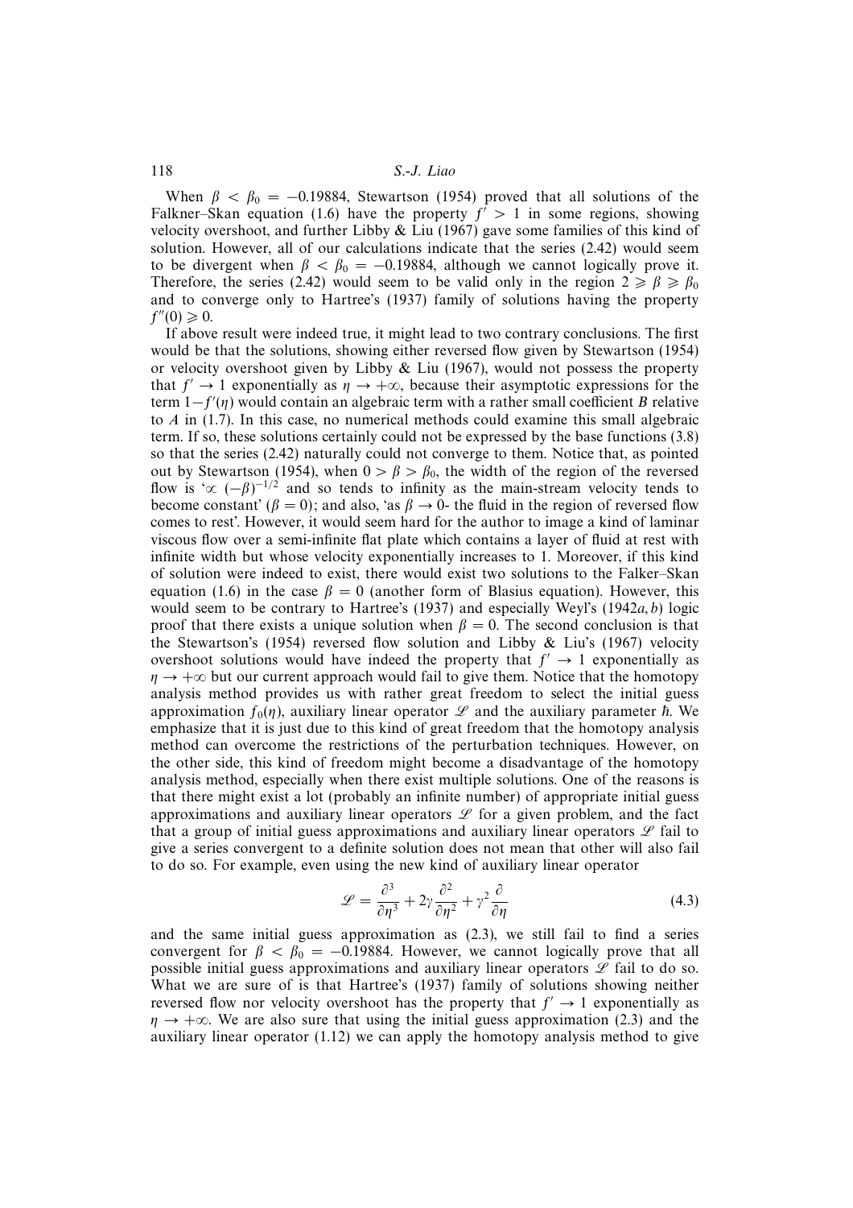When $\beta < \beta_0 = -0.19884$, Stewartson (1954) proved that all solutions of the Falkner–Skan equation (1.6) have the property $f' > 1$ in some regions, showing velocity overshoot, and further Libby & Liu (1967) gave some families of this kind of solution. However, all of our calculations indicate that the series (2.42) would seem to be divergent when $\beta < \beta_0 = -0.19884$, although we cannot logically prove it. Therefore, the series (2.42) would seem to be valid only in the region $2 \geqslant \beta \geqslant \beta_0$ and to converge only to Hartree's (1937) family of solutions having the property $f''(0) \geqslant 0$.

If above result were indeed true, it might lead to two contrary conclusions. The first would be that the solutions, showing either reversed flow given by Stewartson (1954) or velocity overshoot given by Libby & Liu (1967), would not possess the property that $f' \to 1$ exponentially as $\eta \to +\infty$, because their asymptotic expressions for the term $1-f'(\eta)$ would contain an algebraic term with a rather small coefficient $B$ relative to $A$ in (1.7). In this case, no numerical methods could examine this small algebraic term. If so, these solutions certainly could not be expressed by the base functions (3.8) so that the series (2.42) naturally could not converge to them. Notice that, as pointed out by Stewartson (1954), when $0 > \beta > \beta_0$, the width of the region of the reversed flow is '$\propto (-\beta)^{-1/2}$ and so tends to infinity as the main-stream velocity tends to become constant' ($\beta = 0$); and also, 'as $\beta \to 0$- the fluid in the region of reversed flow comes to rest'. However, it would seem hard for the author to image a kind of laminar viscous flow over a semi-infinite flat plate which contains a layer of fluid at rest with infinite width but whose velocity exponentially increases to 1. Moreover, if this kind of solution were indeed to exist, there would exist two solutions to the Falker–Skan equation (1.6) in the case $\beta = 0$ (another form of Blasius equation). However, this would seem to be contrary to Hartree's (1937) and especially Weyl's (1942*a*, *b*) logic proof that there exists a unique solution when $\beta = 0$. The second conclusion is that the Stewartson's (1954) reversed flow solution and Libby & Liu's (1967) velocity overshoot solutions would have indeed the property that $f' \to 1$ exponentially as $\eta \to +\infty$ but our current approach would fail to give them. Notice that the homotopy analysis method provides us with rather great freedom to select the initial guess approximation $f_0(\eta)$, auxiliary linear operator $\mathscr{L}$ and the auxiliary parameter $\hbar$. We emphasize that it is just due to this kind of great freedom that the homotopy analysis method can overcome the restrictions of the perturbation techniques. However, on the other side, this kind of freedom might become a disadvantage of the homotopy analysis method, especially when there exist multiple solutions. One of the reasons is that there might exist a lot (probably an infinite number) of appropriate initial guess approximations and auxiliary linear operators $\mathscr{L}$ for a given problem, and the fact that a group of initial guess approximations and auxiliary linear operators $\mathscr{L}$ fail to give a series convergent to a definite solution does not mean that other will also fail to do so. For example, even using the new kind of auxiliary linear operator

$$\mathscr{L} = \frac{\partial^3}{\partial \eta^3} + 2\gamma \frac{\partial^2}{\partial \eta^2} + \gamma^2 \frac{\partial}{\partial \eta} \tag{4.3}$$

and the same initial guess approximation as (2.3), we still fail to find a series convergent for $\beta < \beta_0 = -0.19884$. However, we cannot logically prove that all possible initial guess approximations and auxiliary linear operators $\mathscr{L}$ fail to do so. What we are sure of is that Hartree's (1937) family of solutions showing neither reversed flow nor velocity overshoot has the property that $f' \to 1$ exponentially as $\eta \to +\infty$. We are also sure that using the initial guess approximation (2.3) and the auxiliary linear operator (1.12) we can apply the homotopy analysis method to give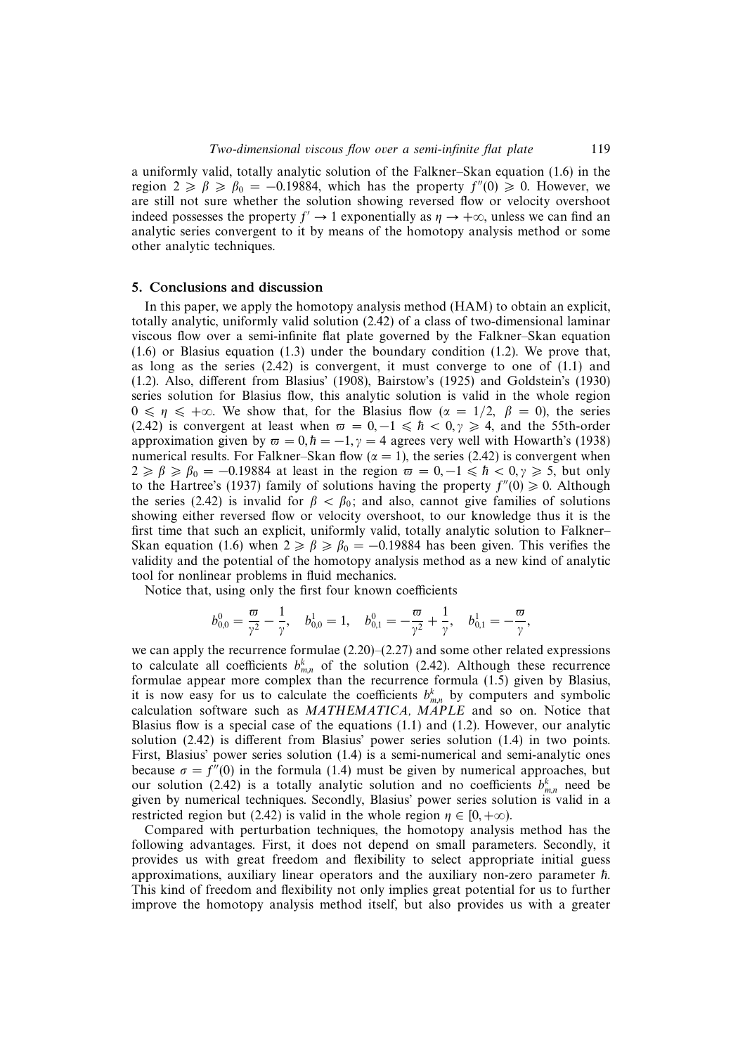a uniformly valid, totally analytic solution of the Falkner–Skan equation (1.6) in the region $2 \geqslant \beta \geqslant \beta_0 = -0.19884$, which has the property $f''(0) \geqslant 0$. However, we are still not sure whether the solution showing reversed flow or velocity overshoot indeed possesses the property $f' \to 1$ exponentially as $\eta \to +\infty$, unless we can find an analytic series convergent to it by means of the homotopy analysis method or some other analytic techniques.

## 5. Conclusions and discussion

In this paper, we apply the homotopy analysis method (HAM) to obtain an explicit, totally analytic, uniformly valid solution (2.42) of a class of two-dimensional laminar viscous flow over a semi-infinite flat plate governed by the Falkner–Skan equation (1.6) or Blasius equation (1.3) under the boundary condition (1.2). We prove that, as long as the series (2.42) is convergent, it must converge to one of (1.1) and (1.2). Also, different from Blasius' (1908), Bairstow's (1925) and Goldstein's (1930) series solution for Blasius flow, this analytic solution is valid in the whole region $0 \leqslant \eta \leqslant +\infty$. We show that, for the Blasius flow ($\alpha = 1/2$, $\beta = 0$), the series (2.42) is convergent at least when $\varpi = 0, -1 \leqslant \hbar < 0, \gamma \geqslant 4$, and the 55th-order approximation given by $\varpi = 0, \hbar = -1, \gamma = 4$ agrees very well with Howarth's (1938) numerical results. For Falkner–Skan flow ($\alpha = 1$), the series (2.42) is convergent when $2 \geqslant \beta \geqslant \beta_0 = -0.19884$ at least in the region $\varpi = 0, -1 \leqslant \hbar < 0, \gamma \geqslant 5$, but only to the Hartree's (1937) family of solutions having the property $f''(0) \geqslant 0$. Although the series (2.42) is invalid for $\beta < \beta_0$; and also, cannot give families of solutions showing either reversed flow or velocity overshoot, to our knowledge thus it is the first time that such an explicit, uniformly valid, totally analytic solution to Falkner–Skan equation (1.6) when $2 \geqslant \beta \geqslant \beta_0 = -0.19884$ has been given. This verifies the validity and the potential of the homotopy analysis method as a new kind of analytic tool for nonlinear problems in fluid mechanics.

Notice that, using only the first four known coefficients

$$b_{0,0}^0 = \frac{\varpi}{\gamma^2} - \frac{1}{\gamma}, \quad b_{0,0}^1 = 1, \quad b_{0,1}^0 = -\frac{\varpi}{\gamma^2} + \frac{1}{\gamma}, \quad b_{0,1}^1 = -\frac{\varpi}{\gamma},$$

we can apply the recurrence formulae (2.20)–(2.27) and some other related expressions to calculate all coefficients $b_{m,n}^k$ of the solution (2.42). Although these recurrence formulae appear more complex than the recurrence formula (1.5) given by Blasius, it is now easy for us to calculate the coefficients $b_{m,n}^k$ by computers and symbolic calculation software such as *MATHEMATICA, MAPLE* and so on. Notice that Blasius flow is a special case of the equations (1.1) and (1.2). However, our analytic solution (2.42) is different from Blasius' power series solution (1.4) in two points. First, Blasius' power series solution (1.4) is a semi-numerical and semi-analytic ones because $\sigma = f''(0)$ in the formula (1.4) must be given by numerical approaches, but our solution (2.42) is a totally analytic solution and no coefficients $b_{m,n}^k$ need be given by numerical techniques. Secondly, Blasius' power series solution is valid in a restricted region but (2.42) is valid in the whole region $\eta \in [0, +\infty)$.

Compared with perturbation techniques, the homotopy analysis method has the following advantages. First, it does not depend on small parameters. Secondly, it provides us with great freedom and flexibility to select appropriate initial guess approximations, auxiliary linear operators and the auxiliary non-zero parameter $\hbar$. This kind of freedom and flexibility not only implies great potential for us to further improve the homotopy analysis method itself, but also provides us with a greater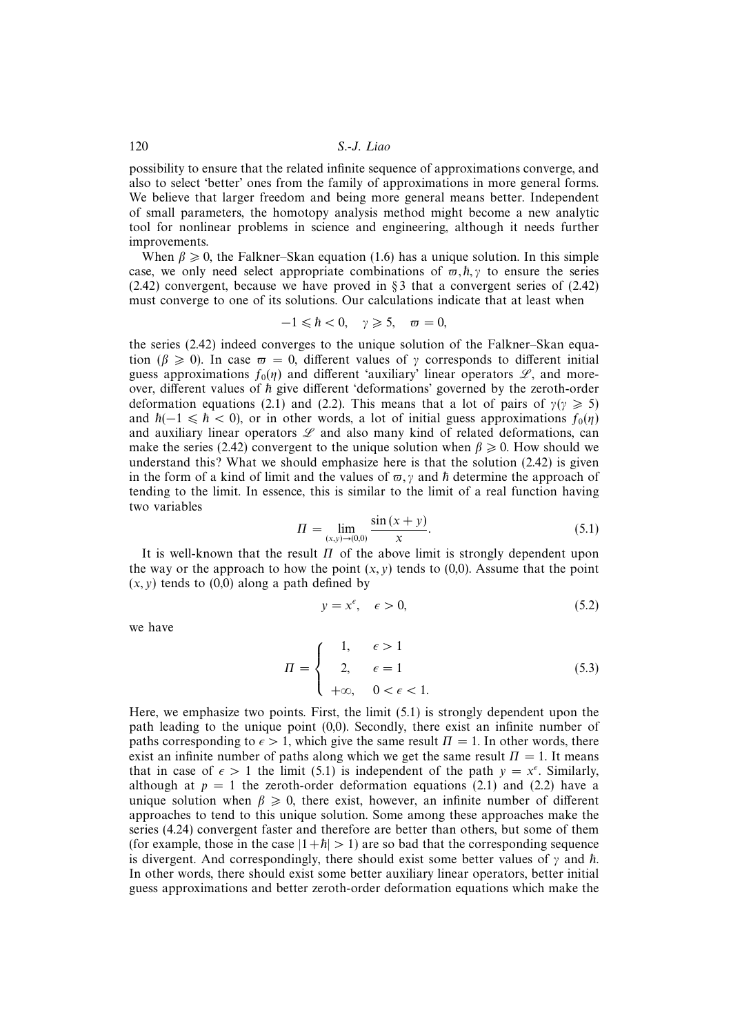possibility to ensure that the related infinite sequence of approximations converge, and also to select 'better' ones from the family of approximations in more general forms. We believe that larger freedom and being more general means better. Independent of small parameters, the homotopy analysis method might become a new analytic tool for nonlinear problems in science and engineering, although it needs further improvements.

When $\beta \geqslant 0$, the Falkner–Skan equation (1.6) has a unique solution. In this simple case, we only need select appropriate combinations of $\varpi, \hbar, \gamma$ to ensure the series (2.42) convergent, because we have proved in § 3 that a convergent series of (2.42) must converge to one of its solutions. Our calculations indicate that at least when

$$-1 \leqslant \hbar < 0, \quad \gamma \geqslant 5, \quad \varpi = 0,$$

the series (2.42) indeed converges to the unique solution of the Falkner–Skan equation ($\beta \geqslant 0$). In case $\varpi = 0$, different values of $\gamma$ corresponds to different initial guess approximations $f_0(\eta)$ and different 'auxiliary' linear operators $\mathscr{L}$, and moreover, different values of $\hbar$ give different 'deformations' governed by the zeroth-order deformation equations (2.1) and (2.2). This means that a lot of pairs of $\gamma(\gamma \geqslant 5)$ and $\hbar(-1 \leqslant \hbar < 0)$, or in other words, a lot of initial guess approximations $f_0(\eta)$ and auxiliary linear operators $\mathscr{L}$ and also many kind of related deformations, can make the series (2.42) convergent to the unique solution when $\beta \geqslant 0$. How should we understand this? What we should emphasize here is that the solution (2.42) is given in the form of a kind of limit and the values of $\varpi, \gamma$ and $\hbar$ determine the approach of tending to the limit. In essence, this is similar to the limit of a real function having two variables

$$\Pi = \lim_{(x,y)\to(0,0)} \frac{\sin(x+y)}{x}. \tag{5.1}$$

It is well-known that the result $\Pi$ of the above limit is strongly dependent upon the way or the approach to how the point $(x, y)$ tends to (0,0). Assume that the point $(x, y)$ tends to (0,0) along a path defined by

$$y = x^{\epsilon}, \quad \epsilon > 0, \tag{5.2}$$

we have

$$\Pi = \begin{cases} 1, & \epsilon > 1 \\ 2, & \epsilon = 1 \\ +\infty, & 0 < \epsilon < 1. \end{cases} \tag{5.3}$$

Here, we emphasize two points. First, the limit (5.1) is strongly dependent upon the path leading to the unique point (0,0). Secondly, there exist an infinite number of paths corresponding to $\epsilon > 1$, which give the same result $\Pi = 1$. In other words, there exist an infinite number of paths along which we get the same result $\Pi = 1$. It means that in case of $\epsilon > 1$ the limit (5.1) is independent of the path $y = x^{\epsilon}$. Similarly, although at $p = 1$ the zeroth-order deformation equations (2.1) and (2.2) have a unique solution when $\beta \geqslant 0$, there exist, however, an infinite number of different approaches to tend to this unique solution. Some among these approaches make the series (4.24) convergent faster and therefore are better than others, but some of them (for example, those in the case $|1+\hbar| > 1$) are so bad that the corresponding sequence is divergent. And correspondingly, there should exist some better values of $\gamma$ and $\hbar$. In other words, there should exist some better auxiliary linear operators, better initial guess approximations and better zeroth-order deformation equations which make the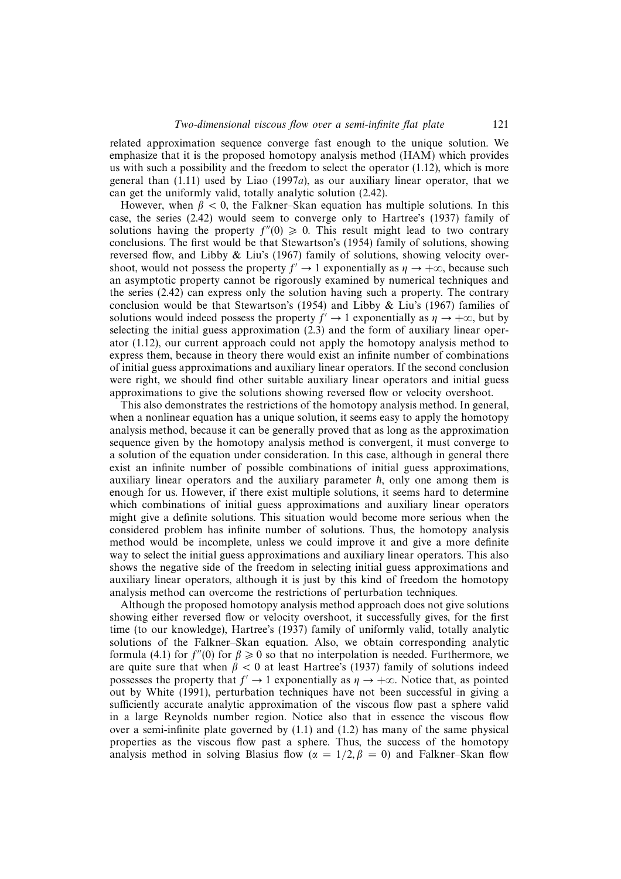related approximation sequence converge fast enough to the unique solution. We emphasize that it is the proposed homotopy analysis method (HAM) which provides us with such a possibility and the freedom to select the operator (1.12), which is more general than (1.11) used by Liao (1997*a*), as our auxiliary linear operator, that we can get the uniformly valid, totally analytic solution (2.42).

However, when $\beta < 0$, the Falkner–Skan equation has multiple solutions. In this case, the series (2.42) would seem to converge only to Hartree's (1937) family of solutions having the property $f''(0) \geqslant 0$. This result might lead to two contrary conclusions. The first would be that Stewartson's (1954) family of solutions, showing reversed flow, and Libby & Liu's (1967) family of solutions, showing velocity overshoot, would not possess the property $f' \to 1$ exponentially as $\eta \to +\infty$, because such an asymptotic property cannot be rigorously examined by numerical techniques and the series (2.42) can express only the solution having such a property. The contrary conclusion would be that Stewartson's (1954) and Libby & Liu's (1967) families of solutions would indeed possess the property $f' \to 1$ exponentially as $\eta \to +\infty$, but by selecting the initial guess approximation (2.3) and the form of auxiliary linear operator (1.12), our current approach could not apply the homotopy analysis method to express them, because in theory there would exist an infinite number of combinations of initial guess approximations and auxiliary linear operators. If the second conclusion were right, we should find other suitable auxiliary linear operators and initial guess approximations to give the solutions showing reversed flow or velocity overshoot.

This also demonstrates the restrictions of the homotopy analysis method. In general, when a nonlinear equation has a unique solution, it seems easy to apply the homotopy analysis method, because it can be generally proved that as long as the approximation sequence given by the homotopy analysis method is convergent, it must converge to a solution of the equation under consideration. In this case, although in general there exist an infinite number of possible combinations of initial guess approximations, auxiliary linear operators and the auxiliary parameter $\hbar$, only one among them is enough for us. However, if there exist multiple solutions, it seems hard to determine which combinations of initial guess approximations and auxiliary linear operators might give a definite solutions. This situation would become more serious when the considered problem has infinite number of solutions. Thus, the homotopy analysis method would be incomplete, unless we could improve it and give a more definite way to select the initial guess approximations and auxiliary linear operators. This also shows the negative side of the freedom in selecting initial guess approximations and auxiliary linear operators, although it is just by this kind of freedom the homotopy analysis method can overcome the restrictions of perturbation techniques.

Although the proposed homotopy analysis method approach does not give solutions showing either reversed flow or velocity overshoot, it successfully gives, for the first time (to our knowledge), Hartree's (1937) family of uniformly valid, totally analytic solutions of the Falkner–Skan equation. Also, we obtain corresponding analytic formula (4.1) for $f''(0)$ for $\beta \geqslant 0$ so that no interpolation is needed. Furthermore, we are quite sure that when $\beta < 0$ at least Hartree's (1937) family of solutions indeed possesses the property that $f' \to 1$ exponentially as $\eta \to +\infty$. Notice that, as pointed out by White (1991), perturbation techniques have not been successful in giving a sufficiently accurate analytic approximation of the viscous flow past a sphere valid in a large Reynolds number region. Notice also that in essence the viscous flow over a semi-infinite plate governed by (1.1) and (1.2) has many of the same physical properties as the viscous flow past a sphere. Thus, the success of the homotopy analysis method in solving Blasius flow ($\alpha = 1/2, \beta = 0$) and Falkner–Skan flow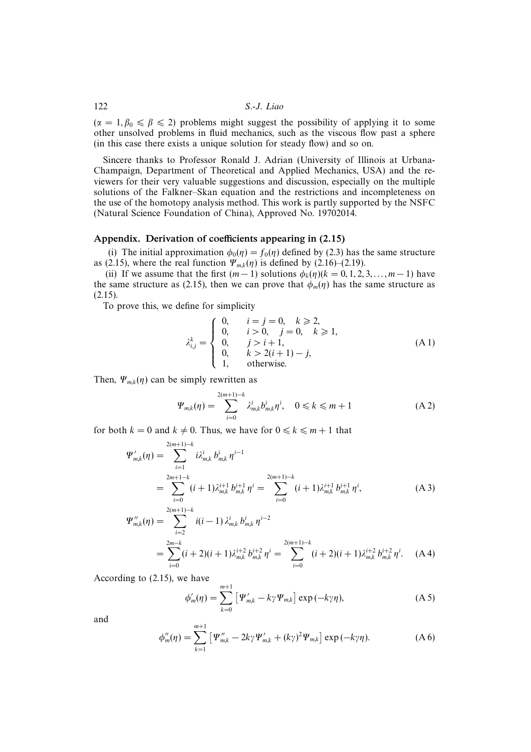($\alpha = 1, \beta_0 \leqslant \beta \leqslant 2$) problems might suggest the possibility of applying it to some other unsolved problems in fluid mechanics, such as the viscous flow past a sphere (in this case there exists a unique solution for steady flow) and so on.

Sincere thanks to Professor Ronald J. Adrian (University of Illinois at Urbana-Champaign, Department of Theoretical and Applied Mechanics, USA) and the reviewers for their very valuable suggestions and discussion, especially on the multiple solutions of the Falkner–Skan equation and the restrictions and incompleteness on the use of the homotopy analysis method. This work is partly supported by the NSFC (Natural Science Foundation of China), Approved No. 19702014.

## Appendix. Derivation of coefficients appearing in (2.15)

(i) The initial approximation $\phi_0(\eta) = f_0(\eta)$ defined by (2.3) has the same structure as (2.15), where the real function $\Psi_{m,k}(\eta)$ is defined by (2.16)–(2.19).

(ii) If we assume that the first $(m-1)$ solutions $\phi_k(\eta)(k = 0, 1, 2, 3, \ldots, m-1)$ have the same structure as (2.15), then we can prove that $\phi_m(\eta)$ has the same structure as (2.15).

To prove this, we define for simplicity

$$\lambda_{i,j}^k = \begin{cases} 0, & i = j = 0, \quad k \geqslant 2, \\ 0, & i > 0, \quad j = 0, \quad k \geqslant 1, \\ 0, & j > i+1, \\ 0, & k > 2(i+1) - j, \\ 1, & \text{otherwise.} \end{cases} \tag{A 1}$$

Then, $\Psi_{m,k}(\eta)$ can be simply rewritten as

$$\Psi_{m,k}(\eta) = \sum_{i=0}^{2(m+1)-k} \lambda_{m,k}^i b_{m,k}^i \eta^i, \quad 0 \leqslant k \leqslant m+1 \tag{A 2}$$

for both $k = 0$ and $k \neq 0$. Thus, we have for $0 \leqslant k \leqslant m+1$ that

$$\begin{aligned} \Psi'_{m,k}(\eta) &= \sum_{i=1}^{2(m+1)-k} i\lambda_{m,k}^i \, b_{m,k}^i \, \eta^{i-1} \\ &= \sum_{i=0}^{2m+1-k} (i+1)\lambda_{m,k}^{i+1} \, b_{m,k}^{i+1} \, \eta^i = \sum_{i=0}^{2(m+1)-k} (i+1)\lambda_{m,k}^{i+1} \, b_{m,k}^{i+1} \, \eta^i, \end{aligned} \tag{A 3}$$

$$\begin{aligned} \Psi''_{m,k}(\eta) &= \sum_{i=2}^{2(m+1)-k} i(i-1) \, \lambda_{m,k}^i \, b_{m,k}^i \, \eta^{i-2} \\ &= \sum_{i=0}^{2m-k} (i+2)(i+1)\lambda_{m,k}^{i+2} \, b_{m,k}^{i+2} \, \eta^i = \sum_{i=0}^{2(m+1)-k} (i+2)(i+1)\lambda_{m,k}^{i+2} \, b_{m,k}^{i+2} \, \eta^i. \end{aligned} \tag{A 4}$$

According to (2.15), we have

$$\phi'_m(\eta) = \sum_{k=0}^{m+1} \left[ \Psi'_{m,k} - k\gamma \Psi_{m,k} \right] \exp(-k\gamma\eta), \tag{A 5}$$

and

$$\phi''_m(\eta) = \sum_{k=1}^{m+1} \left[ \Psi''_{m,k} - 2k\gamma \Psi'_{m,k} + (k\gamma)^2 \Psi_{m,k} \right] \exp(-k\gamma\eta). \tag{A 6}$$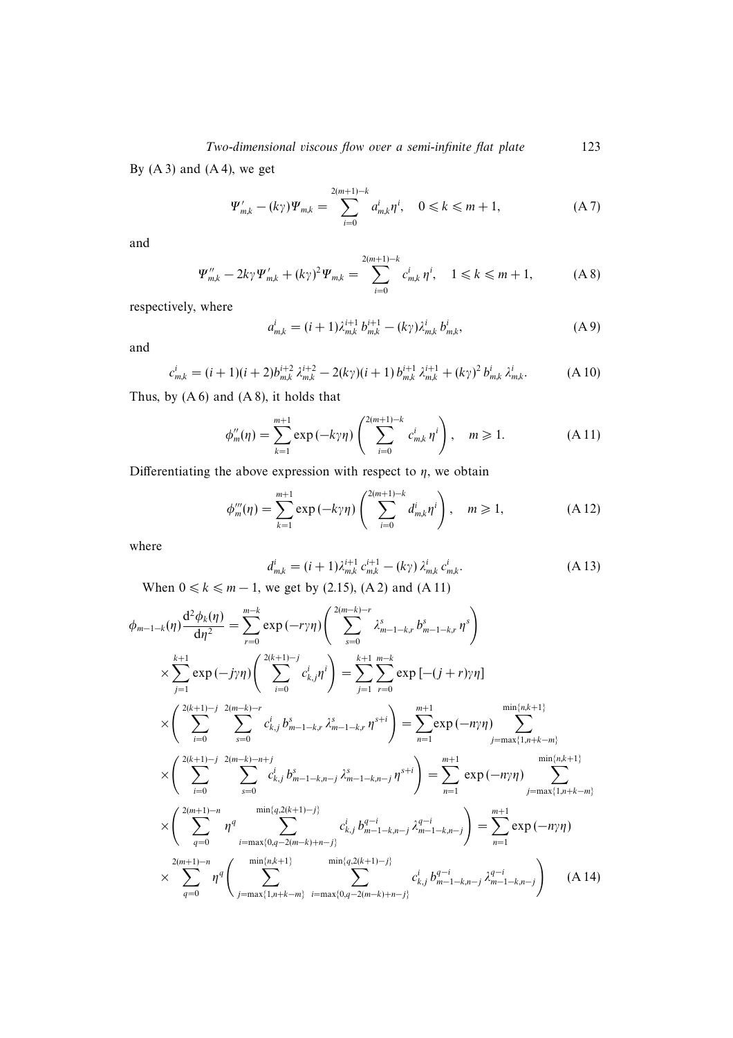By (A 3) and (A 4), we get

$$\Psi'_{m,k} - (k\gamma)\Psi_{m,k} = \sum_{i=0}^{2(m+1)-k} a^i_{m,k}\eta^i, \quad 0 \leqslant k \leqslant m+1, \tag{A 7}$$

and

$$\Psi''_{m,k} - 2k\gamma\Psi'_{m,k} + (k\gamma)^2\Psi_{m,k} = \sum_{i=0}^{2(m+1)-k} c^i_{m,k}\,\eta^i, \quad 1 \leqslant k \leqslant m+1, \tag{A 8}$$

respectively, where

$$a^i_{m,k} = (i+1)\lambda^{i+1}_{m,k}\, b^{i+1}_{m,k} - (k\gamma)\lambda^i_{m,k}\, b^i_{m,k}, \tag{A 9}$$

and

$$c^i_{m,k} = (i+1)(i+2)b^{i+2}_{m,k}\,\lambda^{i+2}_{m,k} - 2(k\gamma)(i+1)\,b^{i+1}_{m,k}\,\lambda^{i+1}_{m,k} + (k\gamma)^2\, b^i_{m,k}\,\lambda^i_{m,k}. \tag{A 10}$$

Thus, by (A 6) and (A 8), it holds that

$$\phi''_m(\eta) = \sum_{k=1}^{m+1} \exp(-k\gamma\eta)\left(\sum_{i=0}^{2(m+1)-k} c^i_{m,k}\,\eta^i\right), \quad m \geqslant 1. \tag{A 11}$$

Differentiating the above expression with respect to $\eta$, we obtain

$$\phi'''_m(\eta) = \sum_{k=1}^{m+1} \exp(-k\gamma\eta)\left(\sum_{i=0}^{2(m+1)-k} d^i_{m,k}\eta^i\right), \quad m \geqslant 1, \tag{A 12}$$

where

$$d^i_{m,k} = (i+1)\lambda^{i+1}_{m,k}\, c^{i+1}_{m,k} - (k\gamma)\,\lambda^i_{m,k}\, c^i_{m,k}. \tag{A 13}$$

When $0 \leqslant k \leqslant m-1$, we get by (2.15), (A 2) and (A 11)

$$\begin{aligned}
\phi_{m-1-k}(\eta)\frac{\mathrm{d}^2\phi_k(\eta)}{\mathrm{d}\eta^2} &= \sum_{r=0}^{m-k} \exp(-r\gamma\eta)\left(\sum_{s=0}^{2(m-k)-r} \lambda^s_{m-1-k,r}\, b^s_{m-1-k,r}\,\eta^s\right) \\
&\quad\times \sum_{j=1}^{k+1} \exp(-j\gamma\eta)\left(\sum_{i=0}^{2(k+1)-j} c^i_{k,j}\eta^i\right) = \sum_{j=1}^{k+1}\sum_{r=0}^{m-k} \exp[-(j+r)\gamma\eta] \\
&\quad\times \left(\sum_{i=0}^{2(k+1)-j}\ \sum_{s=0}^{2(m-k)-r} c^i_{k,j}\, b^s_{m-1-k,r}\,\lambda^s_{m-1-k,r}\,\eta^{s+i}\right) = \sum_{n=1}^{m+1}\exp(-n\gamma\eta)\sum_{j=\max\{1,n+k-m\}}^{\min\{n,k+1\}} \\
&\quad\times \left(\sum_{i=0}^{2(k+1)-j}\ \sum_{s=0}^{2(m-k)-n+j} c^i_{k,j}\, b^s_{m-1-k,n-j}\,\lambda^s_{m-1-k,n-j}\,\eta^{s+i}\right) = \sum_{n=1}^{m+1}\exp(-n\gamma\eta)\sum_{j=\max\{1,n+k-m\}}^{\min\{n,k+1\}} \\
&\quad\times \left(\sum_{q=0}^{2(m+1)-n}\eta^q \sum_{i=\max\{0,q-2(m-k)+n-j\}}^{\min\{q,2(k+1)-j\}} c^i_{k,j}\, b^{q-i}_{m-1-k,n-j}\,\lambda^{q-i}_{m-1-k,n-j}\right) = \sum_{n=1}^{m+1}\exp(-n\gamma\eta) \\
&\quad\times \sum_{q=0}^{2(m+1)-n}\eta^q\left(\sum_{j=\max\{1,n+k-m\}}^{\min\{n,k+1\}}\ \sum_{i=\max\{0,q-2(m-k)+n-j\}}^{\min\{q,2(k+1)-j\}} c^i_{k,j}\, b^{q-i}_{m-1-k,n-j}\,\lambda^{q-i}_{m-1-k,n-j}\right)
\end{aligned} \tag{A 14}$$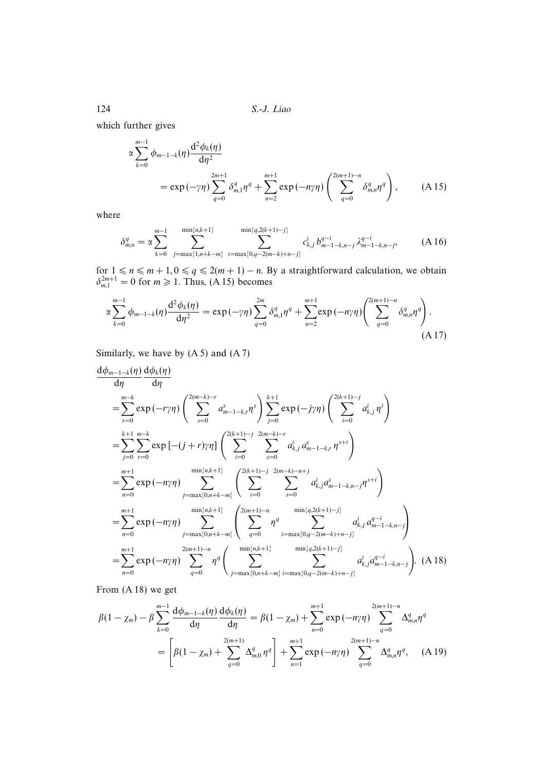which further gives

$$\alpha \sum_{k=0}^{m-1} \phi_{m-1-k}(\eta) \frac{\mathrm{d}^2 \phi_k(\eta)}{\mathrm{d}\eta^2} = \exp(-\gamma\eta) \sum_{q=0}^{2m+1} \delta_{m,1}^q \eta^q + \sum_{n=2}^{m+1} \exp(-n\gamma\eta) \left( \sum_{q=0}^{2(m+1)-n} \delta_{m,n}^q \eta^q \right), \tag{A 15}$$

where

$$\delta_{m,n}^q = \alpha \sum_{k=0}^{m-1} \sum_{j=\max\{1,n+k-m\}}^{\min\{n,k+1\}} \sum_{i=\max\{0,q-2(m-k)+n-j\}}^{\min\{q,2(k+1)-j\}} c_{k,j}^i \, b_{m-1-k,n-j}^{q-i} \, \lambda_{m-1-k,n-j}^{q-i}, \tag{A 16}$$

for $1 \leqslant n \leqslant m+1, 0 \leqslant q \leqslant 2(m+1)-n$. By a straightforward calculation, we obtain $\delta_{m,1}^{2m+1} = 0$ for $m \geqslant 1$. Thus, (A 15) becomes

$$\alpha \sum_{k=0}^{m-1} \phi_{m-1-k}(\eta) \frac{\mathrm{d}^2 \phi_k(\eta)}{\mathrm{d}\eta^2} = \exp(-\gamma\eta) \sum_{q=0}^{2m} \delta_{m,1}^q \eta^q + \sum_{n=2}^{m+1} \exp(-n\gamma\eta) \left( \sum_{q=0}^{2(m+1)-n} \delta_{m,n}^q \eta^q \right). \tag{A 17}$$

Similarly, we have by (A 5) and (A 7)

$$\begin{aligned}
&\frac{\mathrm{d}\phi_{m-1-k}(\eta)}{\mathrm{d}\eta} \frac{\mathrm{d}\phi_k(\eta)}{\mathrm{d}\eta} \\
&= \sum_{r=0}^{m-k} \exp(-r\gamma\eta) \left( \sum_{s=0}^{2(m-k)-r} a_{m-1-k,r}^s \eta^s \right) \sum_{j=0}^{k+1} \exp(-j\gamma\eta) \left( \sum_{i=0}^{2(k+1)-j} a_{k,j}^i \, \eta^i \right) \\
&= \sum_{j=0}^{k+1} \sum_{r=0}^{m-k} \exp[-(j+r)\gamma\eta] \left( \sum_{i=0}^{2(k+1)-j} \sum_{s=0}^{2(m-k)-r} a_{k,j}^i \, a_{m-1-k,r}^s \, \eta^{s+i} \right) \\
&= \sum_{n=0}^{m+1} \exp(-n\gamma\eta) \sum_{j=\max\{0,n+k-m\}}^{\min\{n,k+1\}} \left( \sum_{i=0}^{2(k+1)-j} \sum_{s=0}^{2(m-k)-n+j} a_{k,j}^i a_{m-1-k,n-j}^s \eta^{s+i} \right) \\
&= \sum_{n=0}^{m+1} \exp(-n\gamma\eta) \sum_{j=\max\{0,n+k-m\}}^{\min\{n,k+1\}} \left( \sum_{q=0}^{2(m+1)-n} \eta^q \sum_{i=\max\{0,q-2(m-k)+n-j\}}^{\min\{q,2(k+1)-j\}} a_{k,j}^i \, a_{m-1-k,n-j}^{q-i} \right) \\
&= \sum_{n=0}^{m+1} \exp(-n\gamma\eta) \sum_{q=0}^{2(m+1)-n} \eta^q \left( \sum_{j=\max\{0,n+k-m\}}^{\min\{n,k+1\}} \sum_{i=\max\{0,q-2(m-k)+n-j\}}^{\min\{q,2(k+1)-j\}} a_{k,j}^i a_{m-1-k,n-j}^{q-i} \right).
\end{aligned} \tag{A 18}$$

From (A 18) we get

$$\begin{aligned}
\beta(1-\chi_m) - \beta \sum_{k=0}^{m-1} \frac{\mathrm{d}\phi_{m-1-k}(\eta)}{\mathrm{d}\eta} \frac{\mathrm{d}\phi_k(\eta)}{\mathrm{d}\eta} &= \beta(1-\chi_m) + \sum_{n=0}^{m+1} \exp(-n\gamma\eta) \sum_{q=0}^{2(m+1)-n} \Delta_{m,n}^q \eta^q \\
&= \left[ \beta(1-\chi_m) + \sum_{q=0}^{2(m+1)} \Delta_{m,0}^q \, \eta^q \right] + \sum_{n=1}^{m+1} \exp(-n\gamma\eta) \sum_{q=0}^{2(m+1)-n} \Delta_{m,n}^q \eta^q,
\end{aligned} \tag{A 19}$$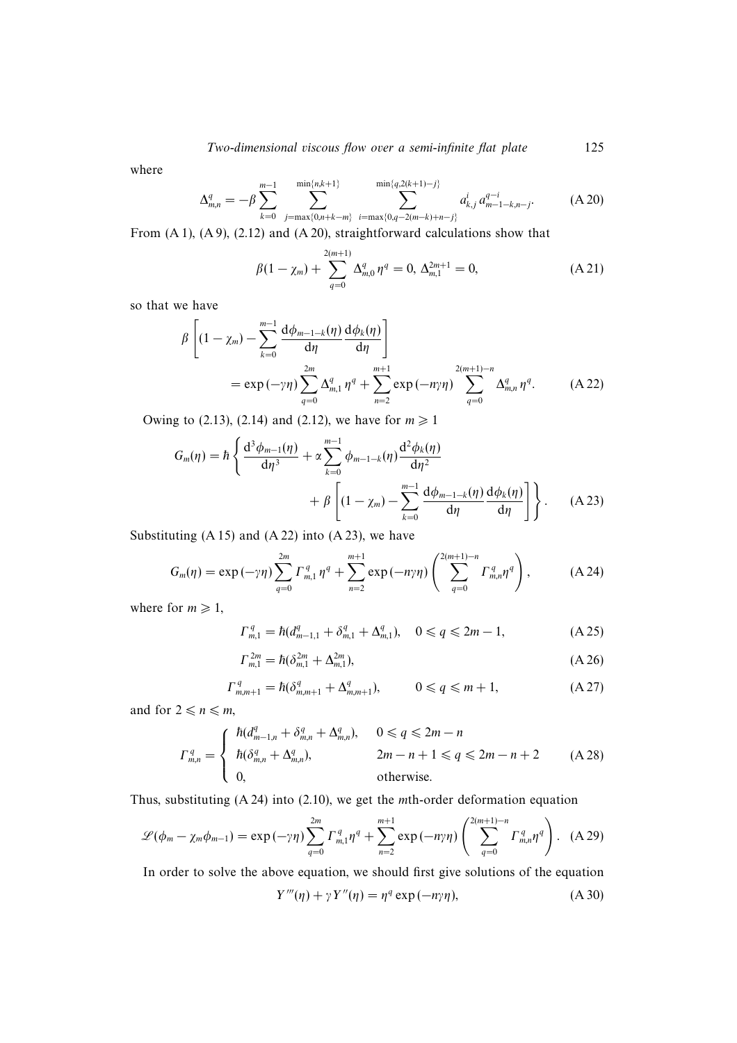where

$$\Delta_{m,n}^{q} = -\beta \sum_{k=0}^{m-1} \sum_{j=\max\{0,n+k-m\}}^{\min\{n,k+1\}} \sum_{i=\max\{0,q-2(m-k)+n-j\}}^{\min\{q,2(k+1)-j\}} a_{k,j}^{i}\, a_{m-1-k,n-j}^{q-i}. \tag{A 20}$$

From (A 1), (A 9), (2.12) and (A 20), straightforward calculations show that

$$\beta(1-\chi_m) + \sum_{q=0}^{2(m+1)} \Delta_{m,0}^{q}\, \eta^q = 0,\ \Delta_{m,1}^{2m+1} = 0, \tag{A 21}$$

so that we have

$$\beta\left[(1-\chi_m) - \sum_{k=0}^{m-1} \frac{\mathrm{d}\phi_{m-1-k}(\eta)}{\mathrm{d}\eta}\frac{\mathrm{d}\phi_k(\eta)}{\mathrm{d}\eta}\right] = \exp(-\gamma\eta)\sum_{q=0}^{2m} \Delta_{m,1}^{q}\,\eta^q + \sum_{n=2}^{m+1}\exp(-n\gamma\eta)\sum_{q=0}^{2(m+1)-n}\Delta_{m,n}^{q}\,\eta^q. \tag{A 22}$$

Owing to (2.13), (2.14) and (2.12), we have for $m \geqslant 1$

$$G_m(\eta) = \hbar\left\{\frac{\mathrm{d}^3\phi_{m-1}(\eta)}{\mathrm{d}\eta^3} + \alpha\sum_{k=0}^{m-1}\phi_{m-1-k}(\eta)\frac{\mathrm{d}^2\phi_k(\eta)}{\mathrm{d}\eta^2} + \beta\left[(1-\chi_m) - \sum_{k=0}^{m-1}\frac{\mathrm{d}\phi_{m-1-k}(\eta)}{\mathrm{d}\eta}\frac{\mathrm{d}\phi_k(\eta)}{\mathrm{d}\eta}\right]\right\}. \tag{A 23}$$

Substituting (A 15) and (A 22) into (A 23), we have

$$G_m(\eta) = \exp(-\gamma\eta)\sum_{q=0}^{2m}\Gamma_{m,1}^{q}\,\eta^q + \sum_{n=2}^{m+1}\exp(-n\gamma\eta)\left(\sum_{q=0}^{2(m+1)-n}\Gamma_{m,n}^{q}\eta^q\right), \tag{A 24}$$

where for $m \geqslant 1$,

$$\Gamma_{m,1}^{q} = \hbar(d_{m-1,1}^{q} + \delta_{m,1}^{q} + \Delta_{m,1}^{q}), \quad 0 \leqslant q \leqslant 2m-1, \tag{A 25}$$

$$\Gamma_{m,1}^{2m} = \hbar(\delta_{m,1}^{2m} + \Delta_{m,1}^{2m}), \tag{A 26}$$

$$\Gamma_{m,m+1}^{q} = \hbar(\delta_{m,m+1}^{q} + \Delta_{m,m+1}^{q}), \qquad 0 \leqslant q \leqslant m+1, \tag{A 27}$$

and for $2 \leqslant n \leqslant m$,

$$\Gamma_{m,n}^{q} = \begin{cases} \hbar(d_{m-1,n}^{q} + \delta_{m,n}^{q} + \Delta_{m,n}^{q}), & 0 \leqslant q \leqslant 2m-n \\ \hbar(\delta_{m,n}^{q} + \Delta_{m,n}^{q}), & 2m-n+1 \leqslant q \leqslant 2m-n+2 \\ 0, & \text{otherwise.} \end{cases} \tag{A 28}$$

Thus, substituting (A 24) into (2.10), we get the $m$th-order deformation equation

$$\mathscr{L}(\phi_m - \chi_m\phi_{m-1}) = \exp(-\gamma\eta)\sum_{q=0}^{2m}\Gamma_{m,1}^{q}\eta^q + \sum_{n=2}^{m+1}\exp(-n\gamma\eta)\left(\sum_{q=0}^{2(m+1)-n}\Gamma_{m,n}^{q}\eta^q\right). \tag{A 29}$$

In order to solve the above equation, we should first give solutions of the equation

$$Y'''(\eta) + \gamma Y''(\eta) = \eta^q\exp(-n\gamma\eta), \tag{A 30}$$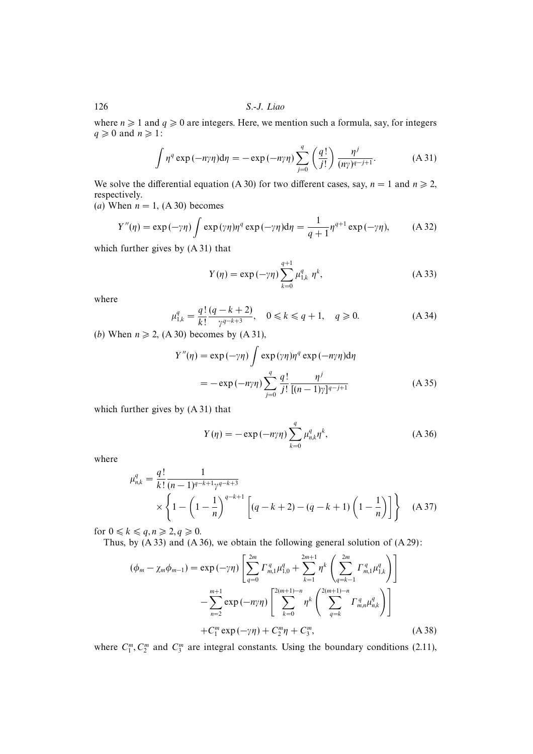where $n \geqslant 1$ and $q \geqslant 0$ are integers. Here, we mention such a formula, say, for integers $q \geqslant 0$ and $n \geqslant 1$:

$$\int \eta^q \exp(-n\gamma\eta)\mathrm{d}\eta = -\exp(-n\gamma\eta)\sum_{j=0}^{q}\left(\frac{q!}{j!}\right)\frac{\eta^j}{(n\gamma)^{q-j+1}}. \tag{A 31}$$

We solve the differential equation (A 30) for two different cases, say, $n = 1$ and $n \geqslant 2$, respectively.

(*a*) When $n = 1$, (A 30) becomes

$$Y''(\eta) = \exp(-\gamma\eta)\int \exp(\gamma\eta)\eta^q \exp(-\gamma\eta)\mathrm{d}\eta = \frac{1}{q+1}\eta^{q+1}\exp(-\gamma\eta), \tag{A 32}$$

which further gives by (A 31) that

$$Y(\eta) = \exp(-\gamma\eta)\sum_{k=0}^{q+1}\mu_{1,k}^q\ \eta^k, \tag{A 33}$$

where

$$\mu_{1,k}^q = \frac{q!}{k!}\frac{(q-k+2)}{\gamma^{q-k+3}}, \quad 0 \leqslant k \leqslant q+1, \quad q \geqslant 0. \tag{A 34}$$

(*b*) When $n \geqslant 2$, (A 30) becomes by (A 31),

$$\begin{aligned} Y''(\eta) &= \exp(-\gamma\eta)\int \exp(\gamma\eta)\eta^q \exp(-n\gamma\eta)\mathrm{d}\eta \\ &= -\exp(-n\gamma\eta)\sum_{j=0}^{q}\frac{q!}{j!}\frac{\eta^j}{[(n-1)\gamma]^{q-j+1}} \end{aligned} \tag{A 35}$$

which further gives by (A 31) that

$$Y(\eta) = -\exp(-n\gamma\eta)\sum_{k=0}^{q}\mu_{n,k}^q\eta^k, \tag{A 36}$$

where

$$\begin{aligned} \mu_{n,k}^q = &\frac{q!}{k!}\frac{1}{(n-1)^{q-k+1}\gamma^{q-k+3}} \\ &\times\left\{1-\left(1-\frac{1}{n}\right)^{q-k+1}\left[(q-k+2)-(q-k+1)\left(1-\frac{1}{n}\right)\right]\right\} \end{aligned} \tag{A 37}$$

for $0 \leqslant k \leqslant q, n \geqslant 2, q \geqslant 0$.

Thus, by (A 33) and (A 36), we obtain the following general solution of (A 29):

$$\begin{aligned} (\phi_m - \chi_m\phi_{m-1}) = &\exp(-\gamma\eta)\left[\sum_{q=0}^{2m}\Gamma_{m,1}^q\mu_{1,0}^q + \sum_{k=1}^{2m+1}\eta^k\left(\sum_{q=k-1}^{2m}\Gamma_{m,1}^q\mu_{1,k}^q\right)\right] \\ &-\sum_{n=2}^{m+1}\exp(-n\gamma\eta)\left[\sum_{k=0}^{2(m+1)-n}\eta^k\left(\sum_{q=k}^{2(m+1)-n}\Gamma_{m,n}^q\mu_{n,k}^q\right)\right] \\ &+C_1^m\exp(-\gamma\eta) + C_2^m\eta + C_3^m, \end{aligned} \tag{A 38}$$

where $C_1^m, C_2^m$ and $C_3^m$ are integral constants. Using the boundary conditions (2.11),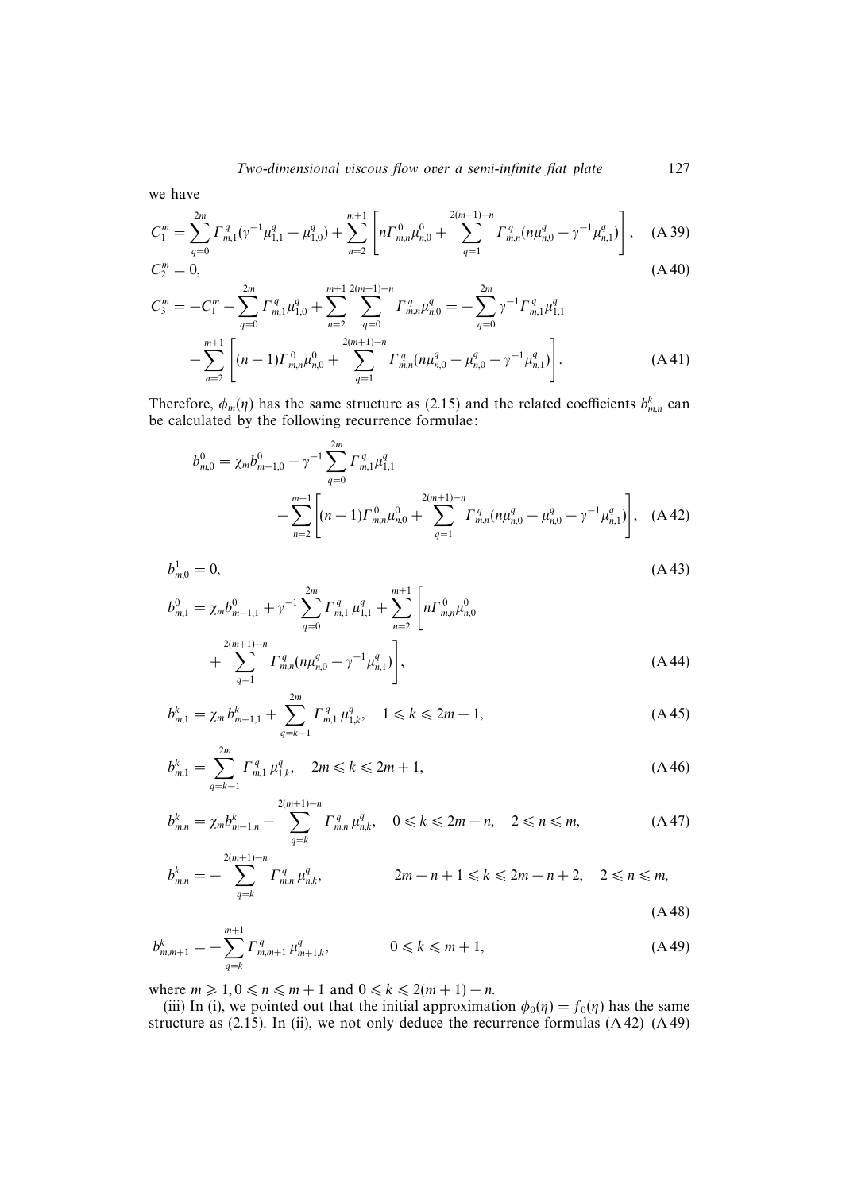we have

$$C_1^m = \sum_{q=0}^{2m} \Gamma_{m,1}^q (\gamma^{-1}\mu_{1,1}^q - \mu_{1,0}^q) + \sum_{n=2}^{m+1} \left[ n\Gamma_{m,n}^0 \mu_{n,0}^0 + \sum_{q=1}^{2(m+1)-n} \Gamma_{m,n}^q (n\mu_{n,0}^q - \gamma^{-1}\mu_{n,1}^q) \right], \quad \text{(A 39)}$$

$$C_2^m = 0, \quad \text{(A 40)}$$

$$C_3^m = -C_1^m - \sum_{q=0}^{2m} \Gamma_{m,1}^q \mu_{1,0}^q + \sum_{n=2}^{m+1} \sum_{q=0}^{2(m+1)-n} \Gamma_{m,n}^q \mu_{n,0}^q = -\sum_{q=0}^{2m} \gamma^{-1} \Gamma_{m,1}^q \mu_{1,1}^q$$
$$- \sum_{n=2}^{m+1} \left[ (n-1)\Gamma_{m,n}^0 \mu_{n,0}^0 + \sum_{q=1}^{2(m+1)-n} \Gamma_{m,n}^q (n\mu_{n,0}^q - \mu_{n,0}^q - \gamma^{-1}\mu_{n,1}^q) \right]. \quad \text{(A 41)}$$

Therefore, $\phi_m(\eta)$ has the same structure as (2.15) and the related coefficients $b_{m,n}^k$ can be calculated by the following recurrence formulae:

$$b_{m,0}^0 = \chi_m b_{m-1,0}^0 - \gamma^{-1} \sum_{q=0}^{2m} \Gamma_{m,1}^q \mu_{1,1}^q$$
$$- \sum_{n=2}^{m+1} \left[ (n-1)\Gamma_{m,n}^0 \mu_{n,0}^0 + \sum_{q=1}^{2(m+1)-n} \Gamma_{m,n}^q (n\mu_{n,0}^q - \mu_{n,0}^q - \gamma^{-1}\mu_{n,1}^q) \right], \quad \text{(A 42)}$$

$$b_{m,0}^1 = 0, \quad \text{(A 43)}$$

$$b_{m,1}^0 = \chi_m b_{m-1,1}^0 + \gamma^{-1} \sum_{q=0}^{2m} \Gamma_{m,1}^q \mu_{1,1}^q + \sum_{n=2}^{m+1} \left[ n\Gamma_{m,n}^0 \mu_{n,0}^0 \right.$$
$$\left. + \sum_{q=1}^{2(m+1)-n} \Gamma_{m,n}^q (n\mu_{n,0}^q - \gamma^{-1}\mu_{n,1}^q) \right], \quad \text{(A 44)}$$

$$b_{m,1}^k = \chi_m b_{m-1,1}^k + \sum_{q=k-1}^{2m} \Gamma_{m,1}^q \mu_{1,k}^q, \quad 1 \leqslant k \leqslant 2m-1, \quad \text{(A 45)}$$

$$b_{m,1}^k = \sum_{q=k-1}^{2m} \Gamma_{m,1}^q \mu_{1,k}^q, \quad 2m \leqslant k \leqslant 2m+1, \quad \text{(A 46)}$$

$$b_{m,n}^k = \chi_m b_{m-1,n}^k - \sum_{q=k}^{2(m+1)-n} \Gamma_{m,n}^q \mu_{n,k}^q, \quad 0 \leqslant k \leqslant 2m-n, \quad 2 \leqslant n \leqslant m, \quad \text{(A 47)}$$

$$b_{m,n}^k = -\sum_{q=k}^{2(m+1)-n} \Gamma_{m,n}^q \mu_{n,k}^q, \quad 2m-n+1 \leqslant k \leqslant 2m-n+2, \quad 2 \leqslant n \leqslant m, \quad \text{(A 48)}$$

$$b_{m,m+1}^k = -\sum_{q=k}^{m+1} \Gamma_{m,m+1}^q \mu_{m+1,k}^q, \quad 0 \leqslant k \leqslant m+1, \quad \text{(A 49)}$$

where $m \geqslant 1, 0 \leqslant n \leqslant m+1$ and $0 \leqslant k \leqslant 2(m+1)-n$.

(iii) In (i), we pointed out that the initial approximation $\phi_0(\eta) = f_0(\eta)$ has the same structure as (2.15). In (ii), we not only deduce the recurrence formulas (A 42)–(A 49)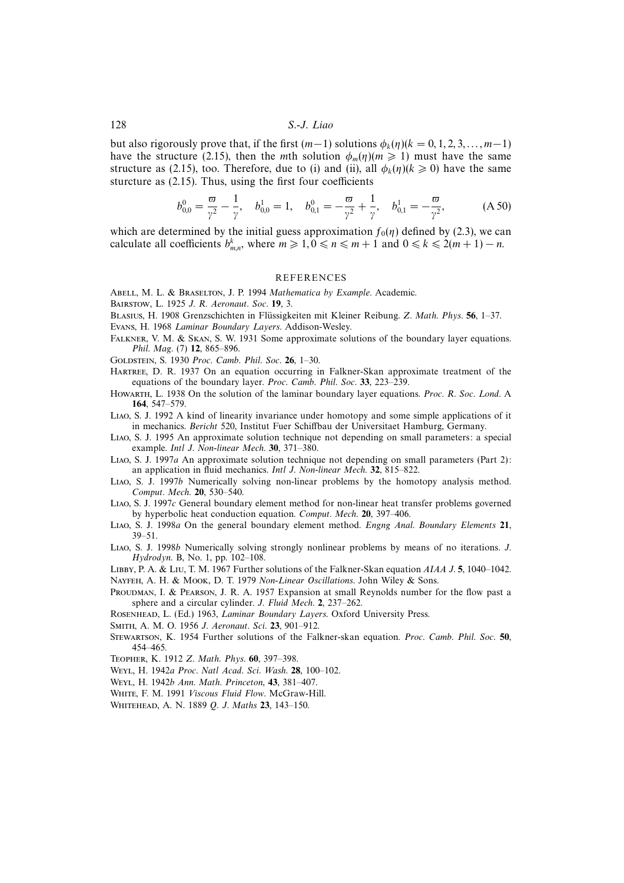but also rigorously prove that, if the first $(m-1)$ solutions $\phi_k(\eta)(k = 0, 1, 2, 3, \ldots, m-1)$ have the structure (2.15), then the $m$th solution $\phi_m(\eta)(m \geqslant 1)$ must have the same structure as (2.15), too. Therefore, due to (i) and (ii), all $\phi_k(\eta)(k \geqslant 0)$ have the same sturcture as (2.15). Thus, using the first four coefficients

$$b_{0,0}^0 = \frac{\varpi}{\gamma^2} - \frac{1}{\gamma}, \quad b_{0,0}^1 = 1, \quad b_{0,1}^0 = -\frac{\varpi}{\gamma^2} + \frac{1}{\gamma}, \quad b_{0,1}^1 = -\frac{\varpi}{\gamma^2}, \tag{A 50}$$

which are determined by the initial guess approximation $f_0(\eta)$ defined by (2.3), we can calculate all coefficients $b_{m,n}^k$, where $m \geqslant 1, 0 \leqslant n \leqslant m+1$ and $0 \leqslant k \leqslant 2(m+1) - n$.

## REFERENCES

Abell, M. L. & Braselton, J. P. 1994 *Mathematica by Example*. Academic.

Bairstow, L. 1925 *J. R. Aeronaut. Soc.* **19**, 3.

Blasius, H. 1908 Grenzschichten in Flüssigkeiten mit Kleiner Reibung. *Z. Math. Phys.* **56**, 1–37.

Evans, H. 1968 *Laminar Boundary Layers*. Addison-Wesley.

Falkner, V. M. & Skan, S. W. 1931 Some approximate solutions of the boundary layer equations. *Phil. Mag.* (7) **12**, 865–896.

Goldstein, S. 1930 *Proc. Camb. Phil. Soc.* **26**, 1–30.

Hartree, D. R. 1937 On an equation occurring in Falkner-Skan approximate treatment of the equations of the boundary layer. *Proc. Camb. Phil. Soc.* **33**, 223–239.

Howarth, L. 1938 On the solution of the laminar boundary layer equations. *Proc. R. Soc. Lond.* A **164**, 547–579.

Liao, S. J. 1992 A kind of linearity invariance under homotopy and some simple applications of it in mechanics. *Bericht* 520, Institut Fuer Schiffbau der Universitaet Hamburg, Germany.

Liao, S. J. 1995 An approximate solution technique not depending on small parameters: a special example. *Intl J. Non-linear Mech.* **30**, 371–380.

Liao, S. J. 1997*a* An approximate solution technique not depending on small parameters (Part 2): an application in fluid mechanics. *Intl J. Non-linear Mech.* **32**, 815–822.

Liao, S. J. 1997*b* Numerically solving non-linear problems by the homotopy analysis method. *Comput. Mech.* **20**, 530–540.

Liao, S. J. 1997*c* General boundary element method for non-linear heat transfer problems governed by hyperbolic heat conduction equation. *Comput. Mech.* **20**, 397–406.

Liao, S. J. 1998*a* On the general boundary element method. *Engng Anal. Boundary Elements* **21**, 39–51.

Liao, S. J. 1998*b* Numerically solving strongly nonlinear problems by means of no iterations. *J. Hydrodyn.* B, No. 1, pp. 102–108.

Libby, P. A. & Liu, T. M. 1967 Further solutions of the Falkner-Skan equation *AIAA J.* **5**, 1040–1042.

Nayfeh, A. H. & Mook, D. T. 1979 *Non-Linear Oscillations*. John Wiley & Sons.

Proudman, I. & Pearson, J. R. A. 1957 Expansion at small Reynolds number for the flow past a sphere and a circular cylinder. *J. Fluid Mech.* **2**, 237–262.

Rosenhead, L. (Ed.) 1963, *Laminar Boundary Layers*. Oxford University Press.

Smith, A. M. O. 1956 *J. Aeronaut. Sci.* **23**, 901–912.

Stewartson, K. 1954 Further solutions of the Falkner-skan equation. *Proc. Camb. Phil. Soc.* **50**, 454–465.

Teopher, K. 1912 *Z. Math. Phys.* **60**, 397–398.

Weyl, H. 1942*a Proc. Natl Acad. Sci. Wash.* **28**, 100–102.

Weyl, H. 1942*b Ann. Math. Princeton*, **43**, 381–407.

White, F. M. 1991 *Viscous Fluid Flow*. McGraw-Hill.

Whitehead, A. N. 1889 *Q. J. Maths* **23**, 143–150.